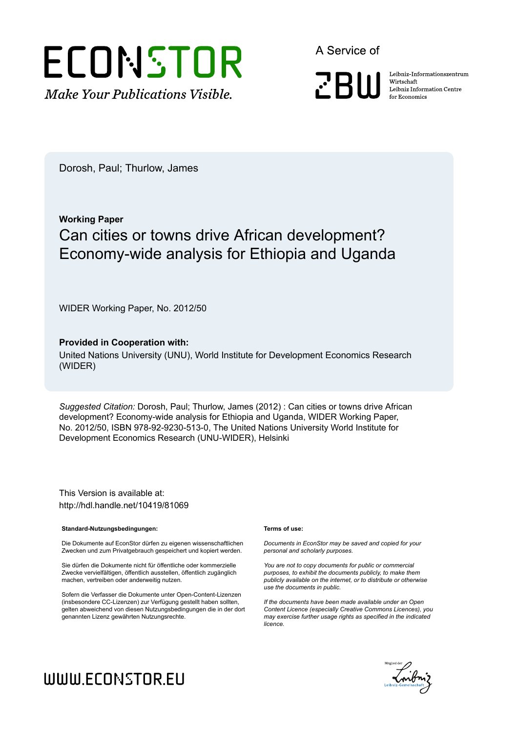Dorosh, Paul; Thurlow, James

**Working Paper**

# Can cities or towns drive African development? Economy-wide analysis for Ethiopia and Uganda

WIDER Working Paper, No. 2012/50

**Provided in Cooperation with:**

United Nations University (UNU), World Institute for Development Economics Research (WIDER)

*Suggested Citation:* Dorosh, Paul; Thurlow, James (2012) : Can cities or towns drive African development? Economy-wide analysis for Ethiopia and Uganda, WIDER Working Paper, No. 2012/50, ISBN 978-92-9230-513-0, The United Nations University World Institute for Development Economics Research (UNU-WIDER), Helsinki

This Version is available at:
http://hdl.handle.net/10419/81069

**Standard-Nutzungsbedingungen:**

Die Dokumente auf EconStor dürfen zu eigenen wissenschaftlichen Zwecken und zum Privatgebrauch gespeichert und kopiert werden.

Sie dürfen die Dokumente nicht für öffentliche oder kommerzielle Zwecke vervielfältigen, öffentlich ausstellen, öffentlich zugänglich machen, vertreiben oder anderweitig nutzen.

Sofern die Verfasser die Dokumente unter Open-Content-Lizenzen (insbesondere CC-Lizenzen) zur Verfügung gestellt haben sollten, gelten abweichend von diesen Nutzungsbedingungen die in der dort genannten Lizenz gewährten Nutzungsrechte.

**Terms of use:**

*Documents in EconStor may be saved and copied for your personal and scholarly purposes.*

*You are not to copy documents for public or commercial purposes, to exhibit the documents publicly, to make them publicly available on the internet, or to distribute or otherwise use the documents in public.*

*If the documents have been made available under an Open Content Licence (especially Creative Commons Licences), you may exercise further usage rights as specified in the indicated licence.*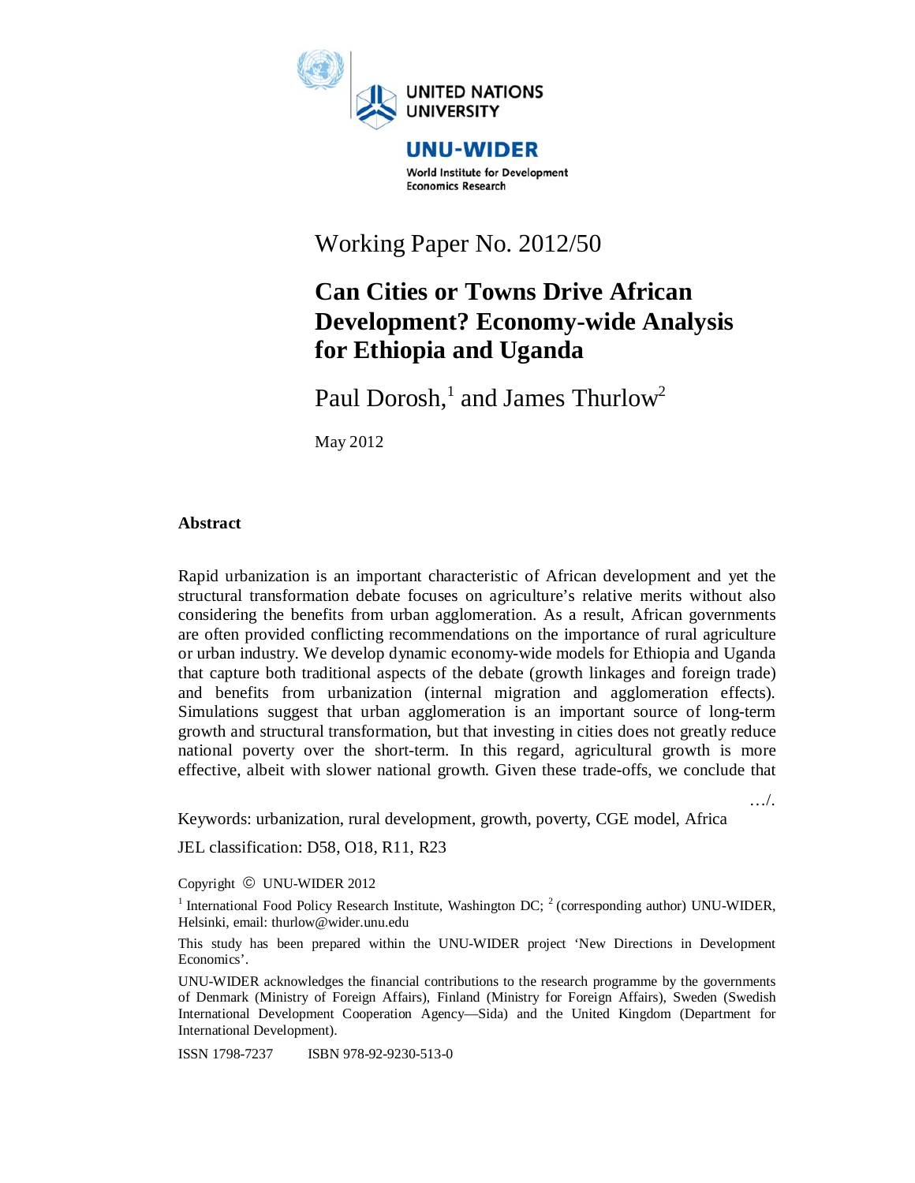Working Paper No. 2012/50

# Can Cities or Towns Drive African Development? Economy-wide Analysis for Ethiopia and Uganda

Paul Dorosh,[1] and James Thurlow[2]

May 2012

## Abstract

Rapid urbanization is an important characteristic of African development and yet the structural transformation debate focuses on agriculture's relative merits without also considering the benefits from urban agglomeration. As a result, African governments are often provided conflicting recommendations on the importance of rural agriculture or urban industry. We develop dynamic economy-wide models for Ethiopia and Uganda that capture both traditional aspects of the debate (growth linkages and foreign trade) and benefits from urbanization (internal migration and agglomeration effects). Simulations suggest that urban agglomeration is an important source of long-term growth and structural transformation, but that investing in cities does not greatly reduce national poverty over the short-term. In this regard, agricultural growth is more effective, albeit with slower national growth. Given these trade-offs, we conclude that

…/.

Keywords: urbanization, rural development, growth, poverty, CGE model, Africa

JEL classification: D58, O18, R11, R23

Copyright © UNU-WIDER 2012

[1] International Food Policy Research Institute, Washington DC; [2] (corresponding author) UNU-WIDER, Helsinki, email: thurlow@wider.unu.edu

This study has been prepared within the UNU-WIDER project 'New Directions in Development Economics'.

UNU-WIDER acknowledges the financial contributions to the research programme by the governments of Denmark (Ministry of Foreign Affairs), Finland (Ministry for Foreign Affairs), Sweden (Swedish International Development Cooperation Agency—Sida) and the United Kingdom (Department for International Development).

ISSN 1798-7237 ISBN 978-92-9230-513-0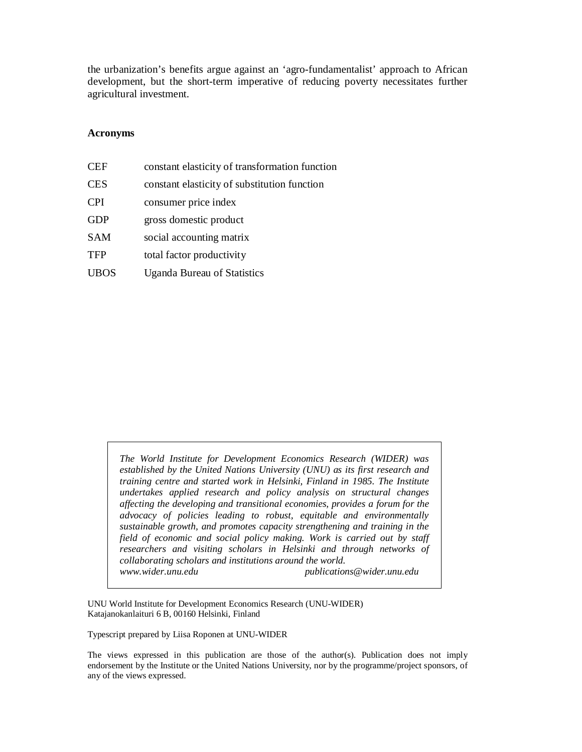the urbanization's benefits argue against an 'agro-fundamentalist' approach to African development, but the short-term imperative of reducing poverty necessitates further agricultural investment.

**Acronyms**

| | |
|---|---|
| CEF | constant elasticity of transformation function |
| CES | constant elasticity of substitution function |
| CPI | consumer price index |
| GDP | gross domestic product |
| SAM | social accounting matrix |
| TFP | total factor productivity |
| UBOS | Uganda Bureau of Statistics |

*The World Institute for Development Economics Research (WIDER) was established by the United Nations University (UNU) as its first research and training centre and started work in Helsinki, Finland in 1985. The Institute undertakes applied research and policy analysis on structural changes affecting the developing and transitional economies, provides a forum for the advocacy of policies leading to robust, equitable and environmentally sustainable growth, and promotes capacity strengthening and training in the field of economic and social policy making. Work is carried out by staff researchers and visiting scholars in Helsinki and through networks of collaborating scholars and institutions around the world.*
*www.wider.unu.edu* *publications@wider.unu.edu*

UNU World Institute for Development Economics Research (UNU-WIDER)
Katajanokanlaituri 6 B, 00160 Helsinki, Finland

Typescript prepared by Liisa Roponen at UNU-WIDER

The views expressed in this publication are those of the author(s). Publication does not imply endorsement by the Institute or the United Nations University, nor by the programme/project sponsors, of any of the views expressed.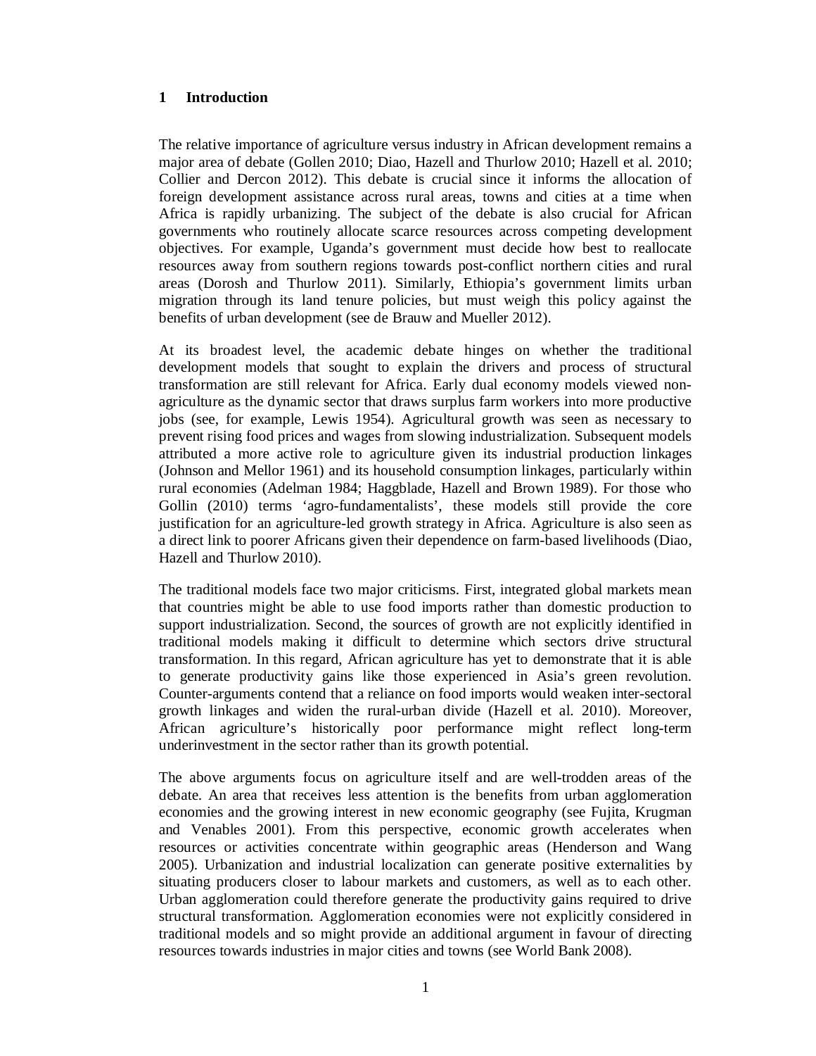# 1 Introduction

The relative importance of agriculture versus industry in African development remains a major area of debate (Gollen 2010; Diao, Hazell and Thurlow 2010; Hazell et al. 2010; Collier and Dercon 2012). This debate is crucial since it informs the allocation of foreign development assistance across rural areas, towns and cities at a time when Africa is rapidly urbanizing. The subject of the debate is also crucial for African governments who routinely allocate scarce resources across competing development objectives. For example, Uganda's government must decide how best to reallocate resources away from southern regions towards post-conflict northern cities and rural areas (Dorosh and Thurlow 2011). Similarly, Ethiopia's government limits urban migration through its land tenure policies, but must weigh this policy against the benefits of urban development (see de Brauw and Mueller 2012).

At its broadest level, the academic debate hinges on whether the traditional development models that sought to explain the drivers and process of structural transformation are still relevant for Africa. Early dual economy models viewed non-agriculture as the dynamic sector that draws surplus farm workers into more productive jobs (see, for example, Lewis 1954). Agricultural growth was seen as necessary to prevent rising food prices and wages from slowing industrialization. Subsequent models attributed a more active role to agriculture given its industrial production linkages (Johnson and Mellor 1961) and its household consumption linkages, particularly within rural economies (Adelman 1984; Haggblade, Hazell and Brown 1989). For those who Gollin (2010) terms 'agro-fundamentalists', these models still provide the core justification for an agriculture-led growth strategy in Africa. Agriculture is also seen as a direct link to poorer Africans given their dependence on farm-based livelihoods (Diao, Hazell and Thurlow 2010).

The traditional models face two major criticisms. First, integrated global markets mean that countries might be able to use food imports rather than domestic production to support industrialization. Second, the sources of growth are not explicitly identified in traditional models making it difficult to determine which sectors drive structural transformation. In this regard, African agriculture has yet to demonstrate that it is able to generate productivity gains like those experienced in Asia's green revolution. Counter-arguments contend that a reliance on food imports would weaken inter-sectoral growth linkages and widen the rural-urban divide (Hazell et al. 2010). Moreover, African agriculture's historically poor performance might reflect long-term underinvestment in the sector rather than its growth potential.

The above arguments focus on agriculture itself and are well-trodden areas of the debate. An area that receives less attention is the benefits from urban agglomeration economies and the growing interest in new economic geography (see Fujita, Krugman and Venables 2001). From this perspective, economic growth accelerates when resources or activities concentrate within geographic areas (Henderson and Wang 2005). Urbanization and industrial localization can generate positive externalities by situating producers closer to labour markets and customers, as well as to each other. Urban agglomeration could therefore generate the productivity gains required to drive structural transformation. Agglomeration economies were not explicitly considered in traditional models and so might provide an additional argument in favour of directing resources towards industries in major cities and towns (see World Bank 2008).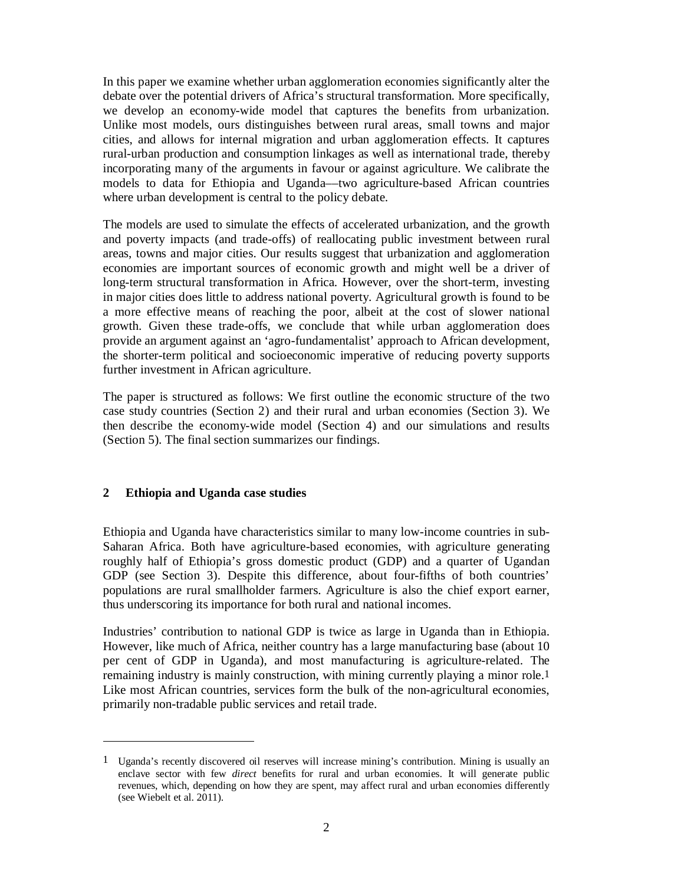In this paper we examine whether urban agglomeration economies significantly alter the debate over the potential drivers of Africa's structural transformation. More specifically, we develop an economy-wide model that captures the benefits from urbanization. Unlike most models, ours distinguishes between rural areas, small towns and major cities, and allows for internal migration and urban agglomeration effects. It captures rural-urban production and consumption linkages as well as international trade, thereby incorporating many of the arguments in favour or against agriculture. We calibrate the models to data for Ethiopia and Uganda—two agriculture-based African countries where urban development is central to the policy debate.

The models are used to simulate the effects of accelerated urbanization, and the growth and poverty impacts (and trade-offs) of reallocating public investment between rural areas, towns and major cities. Our results suggest that urbanization and agglomeration economies are important sources of economic growth and might well be a driver of long-term structural transformation in Africa. However, over the short-term, investing in major cities does little to address national poverty. Agricultural growth is found to be a more effective means of reaching the poor, albeit at the cost of slower national growth. Given these trade-offs, we conclude that while urban agglomeration does provide an argument against an 'agro-fundamentalist' approach to African development, the shorter-term political and socioeconomic imperative of reducing poverty supports further investment in African agriculture.

The paper is structured as follows: We first outline the economic structure of the two case study countries (Section 2) and their rural and urban economies (Section 3). We then describe the economy-wide model (Section 4) and our simulations and results (Section 5). The final section summarizes our findings.

## 2 Ethiopia and Uganda case studies

Ethiopia and Uganda have characteristics similar to many low-income countries in sub-Saharan Africa. Both have agriculture-based economies, with agriculture generating roughly half of Ethiopia's gross domestic product (GDP) and a quarter of Ugandan GDP (see Section 3). Despite this difference, about four-fifths of both countries' populations are rural smallholder farmers. Agriculture is also the chief export earner, thus underscoring its importance for both rural and national incomes.

Industries' contribution to national GDP is twice as large in Uganda than in Ethiopia. However, like much of Africa, neither country has a large manufacturing base (about 10 per cent of GDP in Uganda), and most manufacturing is agriculture-related. The remaining industry is mainly construction, with mining currently playing a minor role.[1] Like most African countries, services form the bulk of the non-agricultural economies, primarily non-tradable public services and retail trade.

---

[1] Uganda's recently discovered oil reserves will increase mining's contribution. Mining is usually an enclave sector with few *direct* benefits for rural and urban economies. It will generate public revenues, which, depending on how they are spent, may affect rural and urban economies differently (see Wiebelt et al. 2011).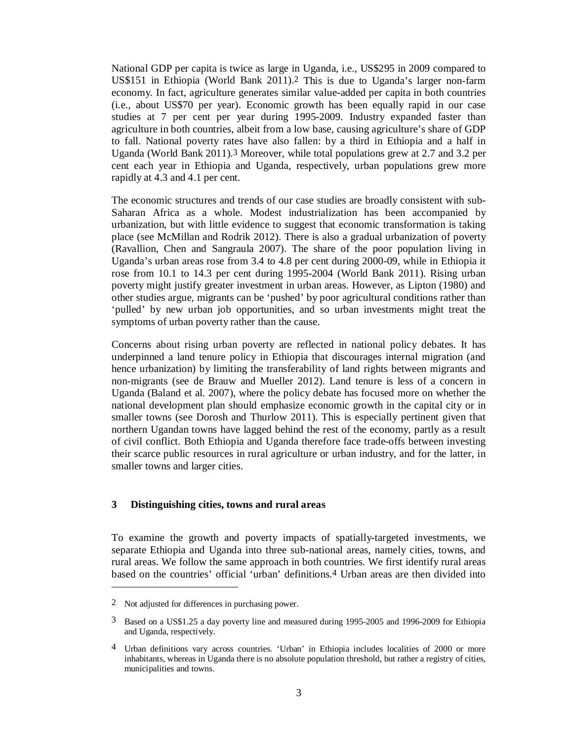National GDP per capita is twice as large in Uganda, i.e., US$295 in 2009 compared to US$151 in Ethiopia (World Bank 2011).[2] This is due to Uganda's larger non-farm economy. In fact, agriculture generates similar value-added per capita in both countries (i.e., about US$70 per year). Economic growth has been equally rapid in our case studies at 7 per cent per year during 1995-2009. Industry expanded faster than agriculture in both countries, albeit from a low base, causing agriculture's share of GDP to fall. National poverty rates have also fallen: by a third in Ethiopia and a half in Uganda (World Bank 2011).[3] Moreover, while total populations grew at 2.7 and 3.2 per cent each year in Ethiopia and Uganda, respectively, urban populations grew more rapidly at 4.3 and 4.1 per cent.

The economic structures and trends of our case studies are broadly consistent with sub-Saharan Africa as a whole. Modest industrialization has been accompanied by urbanization, but with little evidence to suggest that economic transformation is taking place (see McMillan and Rodrik 2012). There is also a gradual urbanization of poverty (Ravallion, Chen and Sangraula 2007). The share of the poor population living in Uganda's urban areas rose from 3.4 to 4.8 per cent during 2000-09, while in Ethiopia it rose from 10.1 to 14.3 per cent during 1995-2004 (World Bank 2011). Rising urban poverty might justify greater investment in urban areas. However, as Lipton (1980) and other studies argue, migrants can be 'pushed' by poor agricultural conditions rather than 'pulled' by new urban job opportunities, and so urban investments might treat the symptoms of urban poverty rather than the cause.

Concerns about rising urban poverty are reflected in national policy debates. It has underpinned a land tenure policy in Ethiopia that discourages internal migration (and hence urbanization) by limiting the transferability of land rights between migrants and non-migrants (see de Brauw and Mueller 2012). Land tenure is less of a concern in Uganda (Baland et al. 2007), where the policy debate has focused more on whether the national development plan should emphasize economic growth in the capital city or in smaller towns (see Dorosh and Thurlow 2011). This is especially pertinent given that northern Ugandan towns have lagged behind the rest of the economy, partly as a result of civil conflict. Both Ethiopia and Uganda therefore face trade-offs between investing their scarce public resources in rural agriculture or urban industry, and for the latter, in smaller towns and larger cities.

## 3 Distinguishing cities, towns and rural areas

To examine the growth and poverty impacts of spatially-targeted investments, we separate Ethiopia and Uganda into three sub-national areas, namely cities, towns, and rural areas. We follow the same approach in both countries. We first identify rural areas based on the countries' official 'urban' definitions.[4] Urban areas are then divided into

---

[2] Not adjusted for differences in purchasing power.

[3] Based on a US$1.25 a day poverty line and measured during 1995-2005 and 1996-2009 for Ethiopia and Uganda, respectively.

[4] Urban definitions vary across countries. 'Urban' in Ethiopia includes localities of 2000 or more inhabitants, whereas in Uganda there is no absolute population threshold, but rather a registry of cities, municipalities and towns.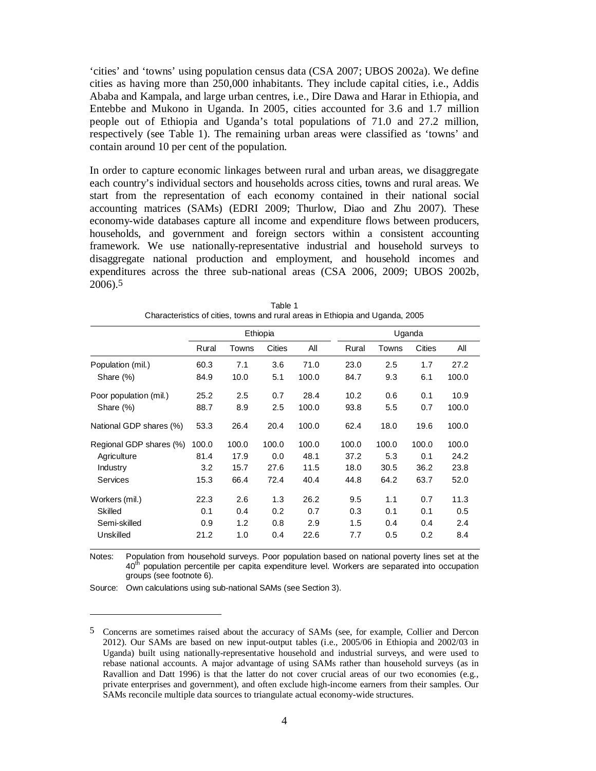'cities' and 'towns' using population census data (CSA 2007; UBOS 2002a). We define cities as having more than 250,000 inhabitants. They include capital cities, i.e., Addis Ababa and Kampala, and large urban centres, i.e., Dire Dawa and Harar in Ethiopia, and Entebbe and Mukono in Uganda. In 2005, cities accounted for 3.6 and 1.7 million people out of Ethiopia and Uganda's total populations of 71.0 and 27.2 million, respectively (see Table 1). The remaining urban areas were classified as 'towns' and contain around 10 per cent of the population.

In order to capture economic linkages between rural and urban areas, we disaggregate each country's individual sectors and households across cities, towns and rural areas. We start from the representation of each economy contained in their national social accounting matrices (SAMs) (EDRI 2009; Thurlow, Diao and Zhu 2007). These economy-wide databases capture all income and expenditure flows between producers, households, and government and foreign sectors within a consistent accounting framework. We use nationally-representative industrial and household surveys to disaggregate national production and employment, and household incomes and expenditures across the three sub-national areas (CSA 2006, 2009; UBOS 2002b, 2006).[5]

Table 1
Characteristics of cities, towns and rural areas in Ethiopia and Uganda, 2005

| | Ethiopia | | | | Uganda | | | |
|---|---|---|---|---|---|---|---|---|
| | Rural | Towns | Cities | All | Rural | Towns | Cities | All |
| Population (mil.) | 60.3 | 7.1 | 3.6 | 71.0 | 23.0 | 2.5 | 1.7 | 27.2 |
| Share (%) | 84.9 | 10.0 | 5.1 | 100.0 | 84.7 | 9.3 | 6.1 | 100.0 |
| Poor population (mil.) | 25.2 | 2.5 | 0.7 | 28.4 | 10.2 | 0.6 | 0.1 | 10.9 |
| Share (%) | 88.7 | 8.9 | 2.5 | 100.0 | 93.8 | 5.5 | 0.7 | 100.0 |
| National GDP shares (%) | 53.3 | 26.4 | 20.4 | 100.0 | 62.4 | 18.0 | 19.6 | 100.0 |
| Regional GDP shares (%) | 100.0 | 100.0 | 100.0 | 100.0 | 100.0 | 100.0 | 100.0 | 100.0 |
| Agriculture | 81.4 | 17.9 | 0.0 | 48.1 | 37.2 | 5.3 | 0.1 | 24.2 |
| Industry | 3.2 | 15.7 | 27.6 | 11.5 | 18.0 | 30.5 | 36.2 | 23.8 |
| Services | 15.3 | 66.4 | 72.4 | 40.4 | 44.8 | 64.2 | 63.7 | 52.0 |
| Workers (mil.) | 22.3 | 2.6 | 1.3 | 26.2 | 9.5 | 1.1 | 0.7 | 11.3 |
| Skilled | 0.1 | 0.4 | 0.2 | 0.7 | 0.3 | 0.1 | 0.1 | 0.5 |
| Semi-skilled | 0.9 | 1.2 | 0.8 | 2.9 | 1.5 | 0.4 | 0.4 | 2.4 |
| Unskilled | 21.2 | 1.0 | 0.4 | 22.6 | 7.7 | 0.5 | 0.2 | 8.4 |

Notes: Population from household surveys. Poor population based on national poverty lines set at the 40th population percentile per capita expenditure level. Workers are separated into occupation groups (see footnote 6).

Source: Own calculations using sub-national SAMs (see Section 3).

---

[5] Concerns are sometimes raised about the accuracy of SAMs (see, for example, Collier and Dercon 2012). Our SAMs are based on new input-output tables (i.e., 2005/06 in Ethiopia and 2002/03 in Uganda) built using nationally-representative household and industrial surveys, and were used to rebase national accounts. A major advantage of using SAMs rather than household surveys (as in Ravallion and Datt 1996) is that the latter do not cover crucial areas of our two economies (e.g., private enterprises and government), and often exclude high-income earners from their samples. Our SAMs reconcile multiple data sources to triangulate actual economy-wide structures.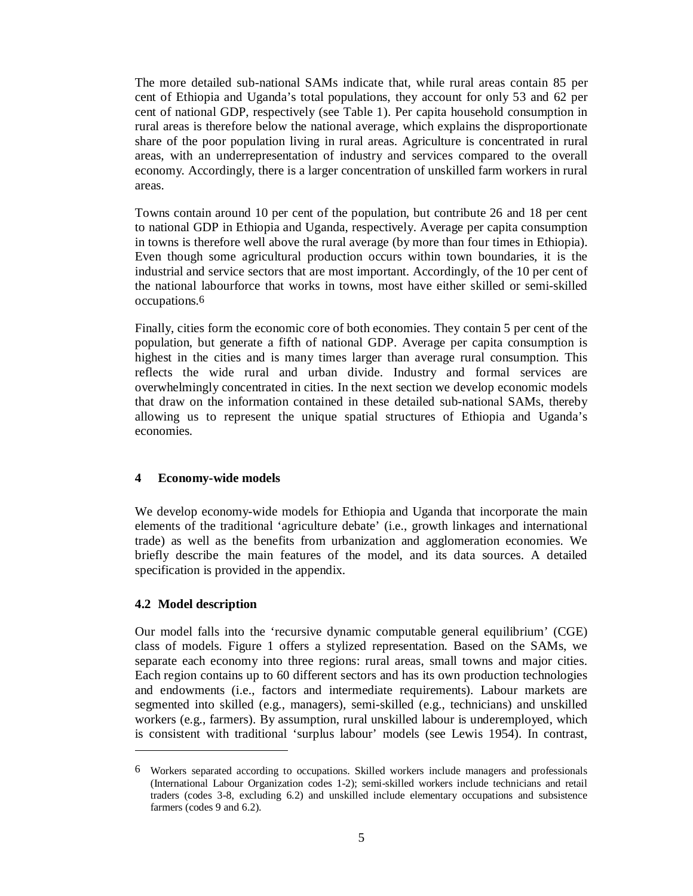The more detailed sub-national SAMs indicate that, while rural areas contain 85 per cent of Ethiopia and Uganda's total populations, they account for only 53 and 62 per cent of national GDP, respectively (see Table 1). Per capita household consumption in rural areas is therefore below the national average, which explains the disproportionate share of the poor population living in rural areas. Agriculture is concentrated in rural areas, with an underrepresentation of industry and services compared to the overall economy. Accordingly, there is a larger concentration of unskilled farm workers in rural areas.

Towns contain around 10 per cent of the population, but contribute 26 and 18 per cent to national GDP in Ethiopia and Uganda, respectively. Average per capita consumption in towns is therefore well above the rural average (by more than four times in Ethiopia). Even though some agricultural production occurs within town boundaries, it is the industrial and service sectors that are most important. Accordingly, of the 10 per cent of the national labourforce that works in towns, most have either skilled or semi-skilled occupations.[6]

Finally, cities form the economic core of both economies. They contain 5 per cent of the population, but generate a fifth of national GDP. Average per capita consumption is highest in the cities and is many times larger than average rural consumption. This reflects the wide rural and urban divide. Industry and formal services are overwhelmingly concentrated in cities. In the next section we develop economic models that draw on the information contained in these detailed sub-national SAMs, thereby allowing us to represent the unique spatial structures of Ethiopia and Uganda's economies.

## 4 Economy-wide models

We develop economy-wide models for Ethiopia and Uganda that incorporate the main elements of the traditional 'agriculture debate' (i.e., growth linkages and international trade) as well as the benefits from urbanization and agglomeration economies. We briefly describe the main features of the model, and its data sources. A detailed specification is provided in the appendix.

### 4.2 Model description

Our model falls into the 'recursive dynamic computable general equilibrium' (CGE) class of models. Figure 1 offers a stylized representation. Based on the SAMs, we separate each economy into three regions: rural areas, small towns and major cities. Each region contains up to 60 different sectors and has its own production technologies and endowments (i.e., factors and intermediate requirements). Labour markets are segmented into skilled (e.g., managers), semi-skilled (e.g., technicians) and unskilled workers (e.g., farmers). By assumption, rural unskilled labour is underemployed, which is consistent with traditional 'surplus labour' models (see Lewis 1954). In contrast,

[6] Workers separated according to occupations. Skilled workers include managers and professionals (International Labour Organization codes 1-2); semi-skilled workers include technicians and retail traders (codes 3-8, excluding 6.2) and unskilled include elementary occupations and subsistence farmers (codes 9 and 6.2).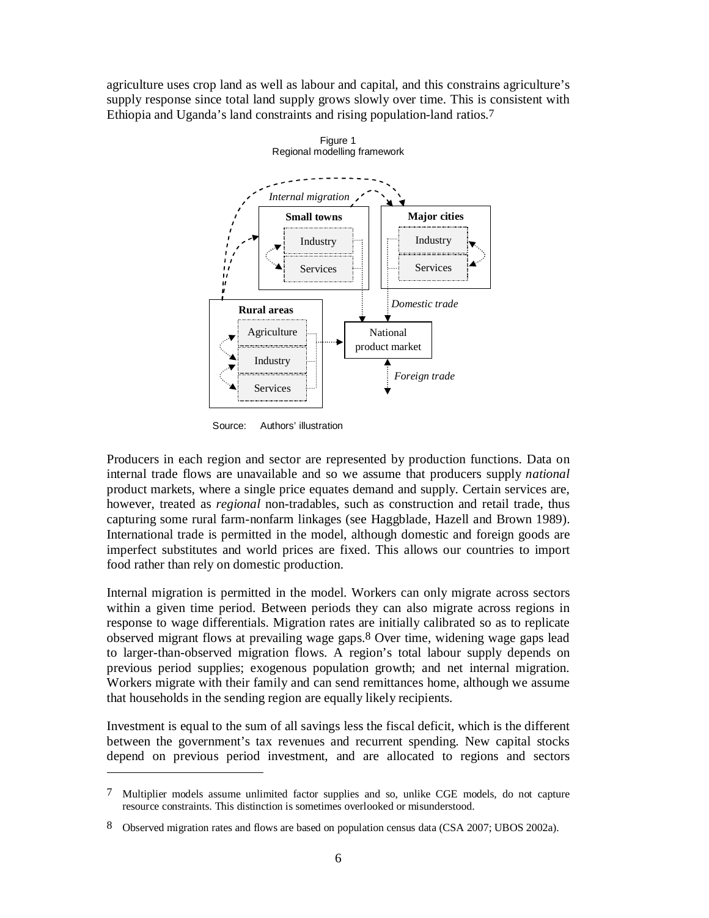agriculture uses crop land as well as labour and capital, and this constrains agriculture's supply response since total land supply grows slowly over time. This is consistent with Ethiopia and Uganda's land constraints and rising population-land ratios.[7]

Figure 1
Regional modelling framework

Source: Authors' illustration

Producers in each region and sector are represented by production functions. Data on internal trade flows are unavailable and so we assume that producers supply *national* product markets, where a single price equates demand and supply. Certain services are, however, treated as *regional* non-tradables, such as construction and retail trade, thus capturing some rural farm-nonfarm linkages (see Haggblade, Hazell and Brown 1989). International trade is permitted in the model, although domestic and foreign goods are imperfect substitutes and world prices are fixed. This allows our countries to import food rather than rely on domestic production.

Internal migration is permitted in the model. Workers can only migrate across sectors within a given time period. Between periods they can also migrate across regions in response to wage differentials. Migration rates are initially calibrated so as to replicate observed migrant flows at prevailing wage gaps.[8] Over time, widening wage gaps lead to larger-than-observed migration flows. A region's total labour supply depends on previous period supplies; exogenous population growth; and net internal migration. Workers migrate with their family and can send remittances home, although we assume that households in the sending region are equally likely recipients.

Investment is equal to the sum of all savings less the fiscal deficit, which is the different between the government's tax revenues and recurrent spending. New capital stocks depend on previous period investment, and are allocated to regions and sectors

---

7 Multiplier models assume unlimited factor supplies and so, unlike CGE models, do not capture resource constraints. This distinction is sometimes overlooked or misunderstood.

8 Observed migration rates and flows are based on population census data (CSA 2007; UBOS 2002a).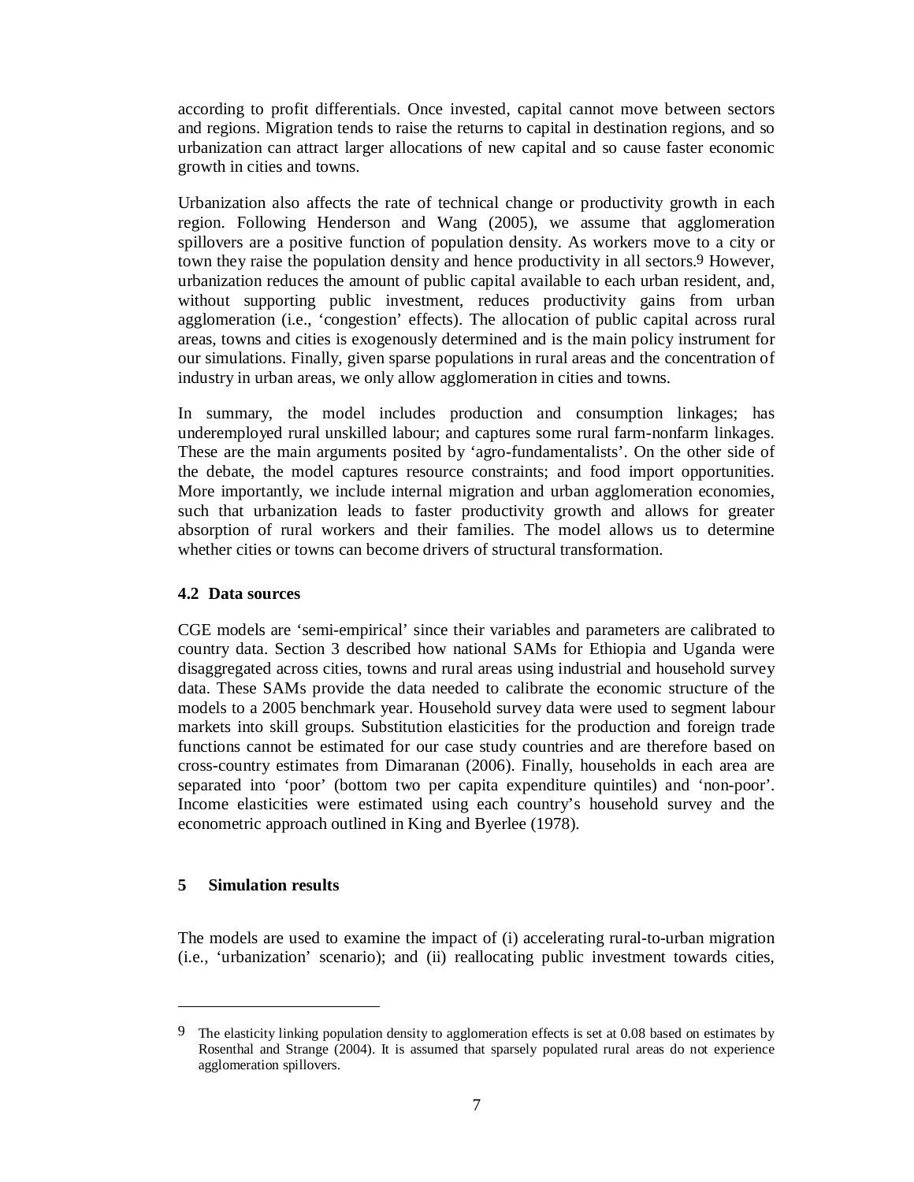according to profit differentials. Once invested, capital cannot move between sectors and regions. Migration tends to raise the returns to capital in destination regions, and so urbanization can attract larger allocations of new capital and so cause faster economic growth in cities and towns.

Urbanization also affects the rate of technical change or productivity growth in each region. Following Henderson and Wang (2005), we assume that agglomeration spillovers are a positive function of population density. As workers move to a city or town they raise the population density and hence productivity in all sectors.[9] However, urbanization reduces the amount of public capital available to each urban resident, and, without supporting public investment, reduces productivity gains from urban agglomeration (i.e., 'congestion' effects). The allocation of public capital across rural areas, towns and cities is exogenously determined and is the main policy instrument for our simulations. Finally, given sparse populations in rural areas and the concentration of industry in urban areas, we only allow agglomeration in cities and towns.

In summary, the model includes production and consumption linkages; has underemployed rural unskilled labour; and captures some rural farm-nonfarm linkages. These are the main arguments posited by 'agro-fundamentalists'. On the other side of the debate, the model captures resource constraints; and food import opportunities. More importantly, we include internal migration and urban agglomeration economies, such that urbanization leads to faster productivity growth and allows for greater absorption of rural workers and their families. The model allows us to determine whether cities or towns can become drivers of structural transformation.

### 4.2 Data sources

CGE models are 'semi-empirical' since their variables and parameters are calibrated to country data. Section 3 described how national SAMs for Ethiopia and Uganda were disaggregated across cities, towns and rural areas using industrial and household survey data. These SAMs provide the data needed to calibrate the economic structure of the models to a 2005 benchmark year. Household survey data were used to segment labour markets into skill groups. Substitution elasticities for the production and foreign trade functions cannot be estimated for our case study countries and are therefore based on cross-country estimates from Dimaranan (2006). Finally, households in each area are separated into 'poor' (bottom two per capita expenditure quintiles) and 'non-poor'. Income elasticities were estimated using each country's household survey and the econometric approach outlined in King and Byerlee (1978).

## 5 Simulation results

The models are used to examine the impact of (i) accelerating rural-to-urban migration (i.e., 'urbanization' scenario); and (ii) reallocating public investment towards cities,

---

[9] The elasticity linking population density to agglomeration effects is set at 0.08 based on estimates by Rosenthal and Strange (2004). It is assumed that sparsely populated rural areas do not experience agglomeration spillovers.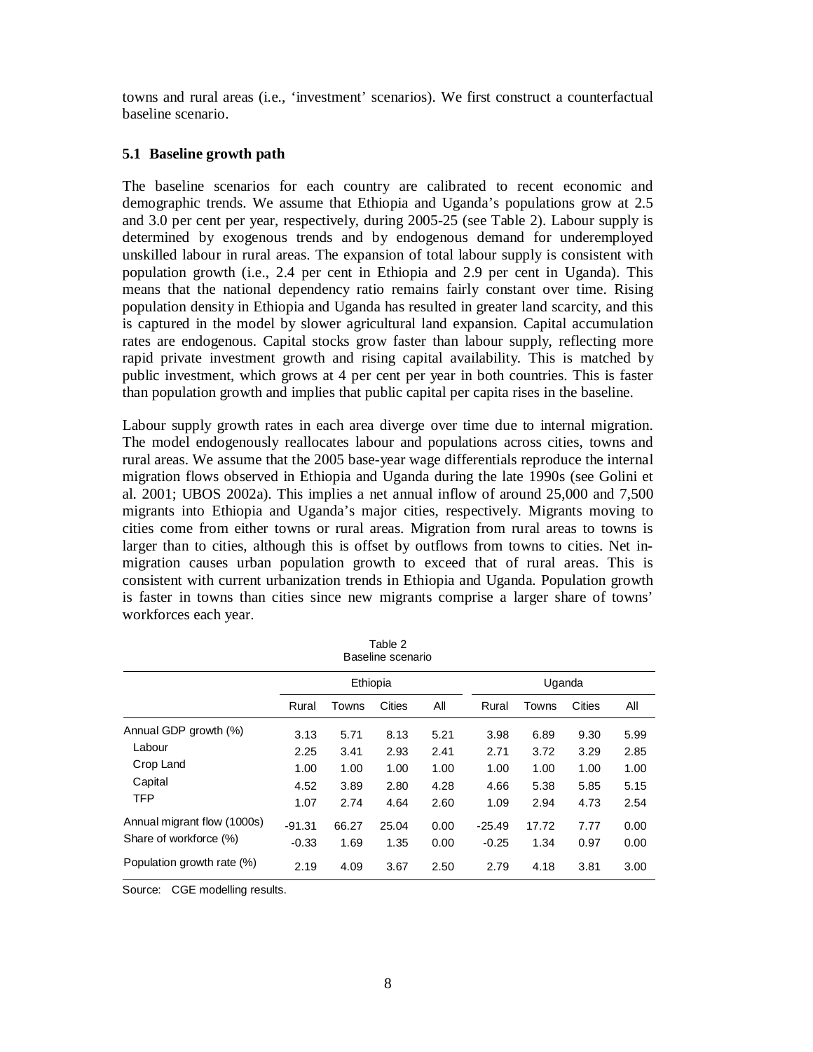towns and rural areas (i.e., 'investment' scenarios). We first construct a counterfactual baseline scenario.

### 5.1 Baseline growth path

The baseline scenarios for each country are calibrated to recent economic and demographic trends. We assume that Ethiopia and Uganda's populations grow at 2.5 and 3.0 per cent per year, respectively, during 2005-25 (see Table 2). Labour supply is determined by exogenous trends and by endogenous demand for underemployed unskilled labour in rural areas. The expansion of total labour supply is consistent with population growth (i.e., 2.4 per cent in Ethiopia and 2.9 per cent in Uganda). This means that the national dependency ratio remains fairly constant over time. Rising population density in Ethiopia and Uganda has resulted in greater land scarcity, and this is captured in the model by slower agricultural land expansion. Capital accumulation rates are endogenous. Capital stocks grow faster than labour supply, reflecting more rapid private investment growth and rising capital availability. This is matched by public investment, which grows at 4 per cent per year in both countries. This is faster than population growth and implies that public capital per capita rises in the baseline.

Labour supply growth rates in each area diverge over time due to internal migration. The model endogenously reallocates labour and populations across cities, towns and rural areas. We assume that the 2005 base-year wage differentials reproduce the internal migration flows observed in Ethiopia and Uganda during the late 1990s (see Golini et al. 2001; UBOS 2002a). This implies a net annual inflow of around 25,000 and 7,500 migrants into Ethiopia and Uganda's major cities, respectively. Migrants moving to cities come from either towns or rural areas. Migration from rural areas to towns is larger than to cities, although this is offset by outflows from towns to cities. Net in-migration causes urban population growth to exceed that of rural areas. This is consistent with current urbanization trends in Ethiopia and Uganda. Population growth is faster in towns than cities since new migrants comprise a larger share of towns' workforces each year.

Table 2
Baseline scenario

| | Ethiopia | | | | Uganda | | | |
|---|---|---|---|---|---|---|---|---|
| | Rural | Towns | Cities | All | Rural | Towns | Cities | All |
| Annual GDP growth (%) | 3.13 | 5.71 | 8.13 | 5.21 | 3.98 | 6.89 | 9.30 | 5.99 |
| Labour | 2.25 | 3.41 | 2.93 | 2.41 | 2.71 | 3.72 | 3.29 | 2.85 |
| Crop Land | 1.00 | 1.00 | 1.00 | 1.00 | 1.00 | 1.00 | 1.00 | 1.00 |
| Capital | 4.52 | 3.89 | 2.80 | 4.28 | 4.66 | 5.38 | 5.85 | 5.15 |
| TFP | 1.07 | 2.74 | 4.64 | 2.60 | 1.09 | 2.94 | 4.73 | 2.54 |
| Annual migrant flow (1000s) | -91.31 | 66.27 | 25.04 | 0.00 | -25.49 | 17.72 | 7.77 | 0.00 |
| Share of workforce (%) | -0.33 | 1.69 | 1.35 | 0.00 | -0.25 | 1.34 | 0.97 | 0.00 |
| Population growth rate (%) | 2.19 | 4.09 | 3.67 | 2.50 | 2.79 | 4.18 | 3.81 | 3.00 |

Source: CGE modelling results.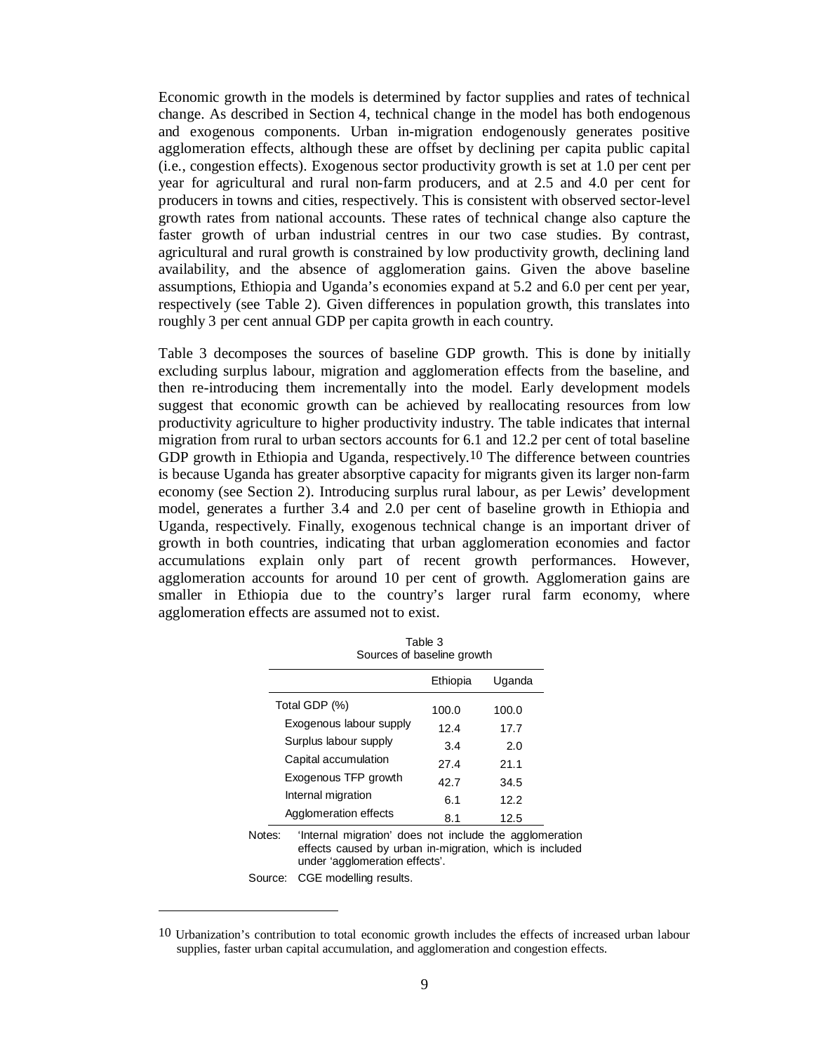Economic growth in the models is determined by factor supplies and rates of technical change. As described in Section 4, technical change in the model has both endogenous and exogenous components. Urban in-migration endogenously generates positive agglomeration effects, although these are offset by declining per capita public capital (i.e., congestion effects). Exogenous sector productivity growth is set at 1.0 per cent per year for agricultural and rural non-farm producers, and at 2.5 and 4.0 per cent for producers in towns and cities, respectively. This is consistent with observed sector-level growth rates from national accounts. These rates of technical change also capture the faster growth of urban industrial centres in our two case studies. By contrast, agricultural and rural growth is constrained by low productivity growth, declining land availability, and the absence of agglomeration gains. Given the above baseline assumptions, Ethiopia and Uganda's economies expand at 5.2 and 6.0 per cent per year, respectively (see Table 2). Given differences in population growth, this translates into roughly 3 per cent annual GDP per capita growth in each country.

Table 3 decomposes the sources of baseline GDP growth. This is done by initially excluding surplus labour, migration and agglomeration effects from the baseline, and then re-introducing them incrementally into the model. Early development models suggest that economic growth can be achieved by reallocating resources from low productivity agriculture to higher productivity industry. The table indicates that internal migration from rural to urban sectors accounts for 6.1 and 12.2 per cent of total baseline GDP growth in Ethiopia and Uganda, respectively.[10] The difference between countries is because Uganda has greater absorptive capacity for migrants given its larger non-farm economy (see Section 2). Introducing surplus rural labour, as per Lewis' development model, generates a further 3.4 and 2.0 per cent of baseline growth in Ethiopia and Uganda, respectively. Finally, exogenous technical change is an important driver of growth in both countries, indicating that urban agglomeration economies and factor accumulations explain only part of recent growth performances. However, agglomeration accounts for around 10 per cent of growth. Agglomeration gains are smaller in Ethiopia due to the country's larger rural farm economy, where agglomeration effects are assumed not to exist.

Table 3
Sources of baseline growth

| | Ethiopia | Uganda |
|---|---|---|
| Total GDP (%) | 100.0 | 100.0 |
| Exogenous labour supply | 12.4 | 17.7 |
| Surplus labour supply | 3.4 | 2.0 |
| Capital accumulation | 27.4 | 21.1 |
| Exogenous TFP growth | 42.7 | 34.5 |
| Internal migration | 6.1 | 12.2 |
| Agglomeration effects | 8.1 | 12.5 |

Notes: 'Internal migration' does not include the agglomeration effects caused by urban in-migration, which is included under 'agglomeration effects'.

Source: CGE modelling results.

[10] Urbanization's contribution to total economic growth includes the effects of increased urban labour supplies, faster urban capital accumulation, and agglomeration and congestion effects.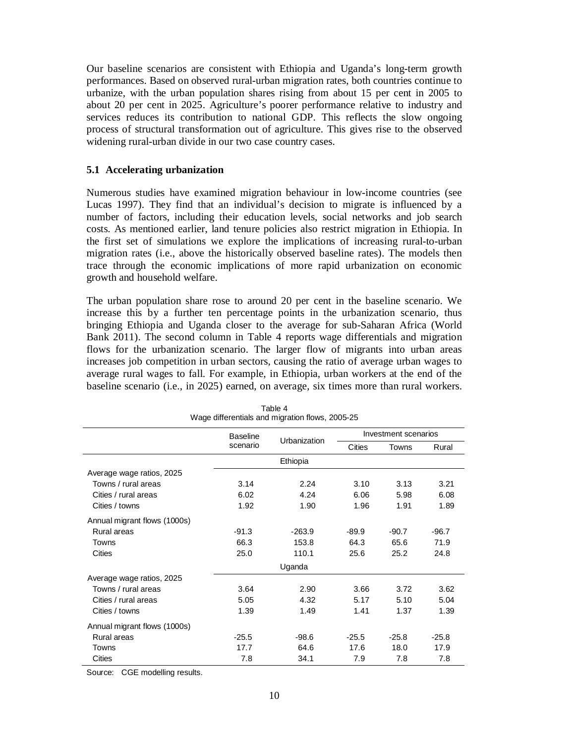Our baseline scenarios are consistent with Ethiopia and Uganda's long-term growth performances. Based on observed rural-urban migration rates, both countries continue to urbanize, with the urban population shares rising from about 15 per cent in 2005 to about 20 per cent in 2025. Agriculture's poorer performance relative to industry and services reduces its contribution to national GDP. This reflects the slow ongoing process of structural transformation out of agriculture. This gives rise to the observed widening rural-urban divide in our two case country cases.

### 5.1 Accelerating urbanization

Numerous studies have examined migration behaviour in low-income countries (see Lucas 1997). They find that an individual's decision to migrate is influenced by a number of factors, including their education levels, social networks and job search costs. As mentioned earlier, land tenure policies also restrict migration in Ethiopia. In the first set of simulations we explore the implications of increasing rural-to-urban migration rates (i.e., above the historically observed baseline rates). The models then trace through the economic implications of more rapid urbanization on economic growth and household welfare.

The urban population share rose to around 20 per cent in the baseline scenario. We increase this by a further ten percentage points in the urbanization scenario, thus bringing Ethiopia and Uganda closer to the average for sub-Saharan Africa (World Bank 2011). The second column in Table 4 reports wage differentials and migration flows for the urbanization scenario. The larger flow of migrants into urban areas increases job competition in urban sectors, causing the ratio of average urban wages to average rural wages to fall. For example, in Ethiopia, urban workers at the end of the baseline scenario (i.e., in 2025) earned, on average, six times more than rural workers.

Table 4
Wage differentials and migration flows, 2005-25

| | Baseline scenario | Urbanization | Investment scenarios | | |
|---|---|---|---|---|---|
| | | | Cities | Towns | Rural |
| | | Ethiopia | | | |
| Average wage ratios, 2025 | | | | | |
| Towns / rural areas | 3.14 | 2.24 | 3.10 | 3.13 | 3.21 |
| Cities / rural areas | 6.02 | 4.24 | 6.06 | 5.98 | 6.08 |
| Cities / towns | 1.92 | 1.90 | 1.96 | 1.91 | 1.89 |
| Annual migrant flows (1000s) | | | | | |
| Rural areas | -91.3 | -263.9 | -89.9 | -90.7 | -96.7 |
| Towns | 66.3 | 153.8 | 64.3 | 65.6 | 71.9 |
| Cities | 25.0 | 110.1 | 25.6 | 25.2 | 24.8 |
| | | Uganda | | | |
| Average wage ratios, 2025 | | | | | |
| Towns / rural areas | 3.64 | 2.90 | 3.66 | 3.72 | 3.62 |
| Cities / rural areas | 5.05 | 4.32 | 5.17 | 5.10 | 5.04 |
| Cities / towns | 1.39 | 1.49 | 1.41 | 1.37 | 1.39 |
| Annual migrant flows (1000s) | | | | | |
| Rural areas | -25.5 | -98.6 | -25.5 | -25.8 | -25.8 |
| Towns | 17.7 | 64.6 | 17.6 | 18.0 | 17.9 |
| Cities | 7.8 | 34.1 | 7.9 | 7.8 | 7.8 |

Source: CGE modelling results.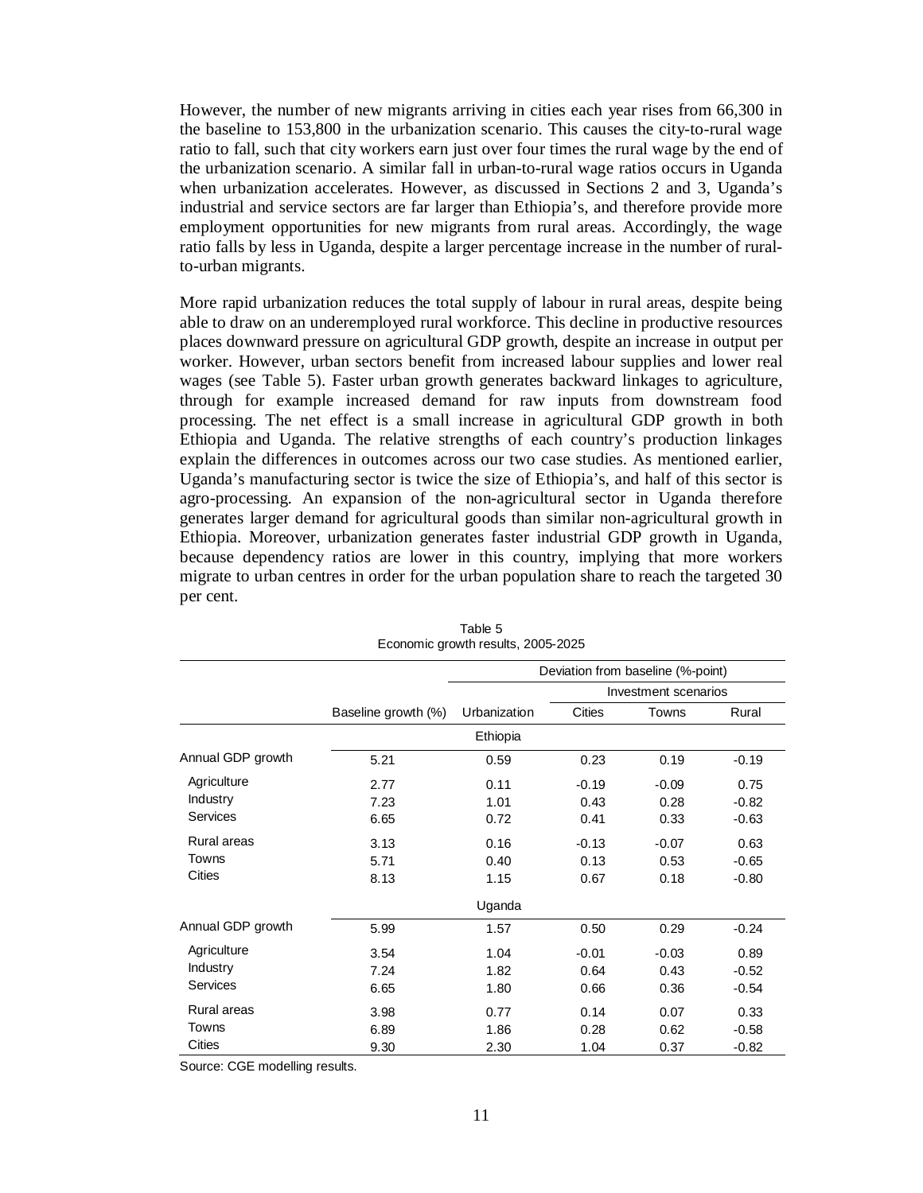However, the number of new migrants arriving in cities each year rises from 66,300 in the baseline to 153,800 in the urbanization scenario. This causes the city-to-rural wage ratio to fall, such that city workers earn just over four times the rural wage by the end of the urbanization scenario. A similar fall in urban-to-rural wage ratios occurs in Uganda when urbanization accelerates. However, as discussed in Sections 2 and 3, Uganda's industrial and service sectors are far larger than Ethiopia's, and therefore provide more employment opportunities for new migrants from rural areas. Accordingly, the wage ratio falls by less in Uganda, despite a larger percentage increase in the number of rural-to-urban migrants.

More rapid urbanization reduces the total supply of labour in rural areas, despite being able to draw on an underemployed rural workforce. This decline in productive resources places downward pressure on agricultural GDP growth, despite an increase in output per worker. However, urban sectors benefit from increased labour supplies and lower real wages (see Table 5). Faster urban growth generates backward linkages to agriculture, through for example increased demand for raw inputs from downstream food processing. The net effect is a small increase in agricultural GDP growth in both Ethiopia and Uganda. The relative strengths of each country's production linkages explain the differences in outcomes across our two case studies. As mentioned earlier, Uganda's manufacturing sector is twice the size of Ethiopia's, and half of this sector is agro-processing. An expansion of the non-agricultural sector in Uganda therefore generates larger demand for agricultural goods than similar non-agricultural growth in Ethiopia. Moreover, urbanization generates faster industrial GDP growth in Uganda, because dependency ratios are lower in this country, implying that more workers migrate to urban centres in order for the urban population share to reach the targeted 30 per cent.

Table 5
Economic growth results, 2005-2025

| | | Deviation from baseline (%-point) | | | |
|---|---|---|---|---|---|
| | | | Investment scenarios | | |
| | Baseline growth (%) | Urbanization | Cities | Towns | Rural |
| | | **Ethiopia** | | | |
| Annual GDP growth | 5.21 | 0.59 | 0.23 | 0.19 | -0.19 |
| Agriculture | 2.77 | 0.11 | -0.19 | -0.09 | 0.75 |
| Industry | 7.23 | 1.01 | 0.43 | 0.28 | -0.82 |
| Services | 6.65 | 0.72 | 0.41 | 0.33 | -0.63 |
| Rural areas | 3.13 | 0.16 | -0.13 | -0.07 | 0.63 |
| Towns | 5.71 | 0.40 | 0.13 | 0.53 | -0.65 |
| Cities | 8.13 | 1.15 | 0.67 | 0.18 | -0.80 |
| | | **Uganda** | | | |
| Annual GDP growth | 5.99 | 1.57 | 0.50 | 0.29 | -0.24 |
| Agriculture | 3.54 | 1.04 | -0.01 | -0.03 | 0.89 |
| Industry | 7.24 | 1.82 | 0.64 | 0.43 | -0.52 |
| Services | 6.65 | 1.80 | 0.66 | 0.36 | -0.54 |
| Rural areas | 3.98 | 0.77 | 0.14 | 0.07 | 0.33 |
| Towns | 6.89 | 1.86 | 0.28 | 0.62 | -0.58 |
| Cities | 9.30 | 2.30 | 1.04 | 0.37 | -0.82 |

Source: CGE modelling results.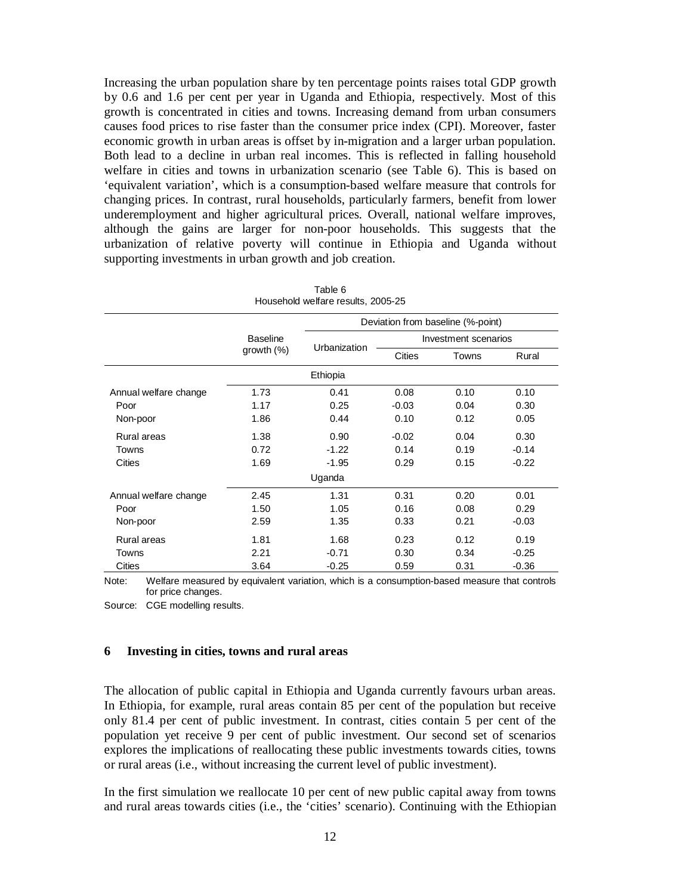Increasing the urban population share by ten percentage points raises total GDP growth by 0.6 and 1.6 per cent per year in Uganda and Ethiopia, respectively. Most of this growth is concentrated in cities and towns. Increasing demand from urban consumers causes food prices to rise faster than the consumer price index (CPI). Moreover, faster economic growth in urban areas is offset by in-migration and a larger urban population. Both lead to a decline in urban real incomes. This is reflected in falling household welfare in cities and towns in urbanization scenario (see Table 6). This is based on 'equivalent variation', which is a consumption-based welfare measure that controls for changing prices. In contrast, rural households, particularly farmers, benefit from lower underemployment and higher agricultural prices. Overall, national welfare improves, although the gains are larger for non-poor households. This suggests that the urbanization of relative poverty will continue in Ethiopia and Uganda without supporting investments in urban growth and job creation.

Table 6
Household welfare results, 2005-25

| | Baseline growth (%) | Deviation from baseline (%-point) | | | |
|---|---|---|---|---|---|
| | | Urbanization | Investment scenarios | | |
| | | | Cities | Towns | Rural |
| | | Ethiopia | | | |
| Annual welfare change | 1.73 | 0.41 | 0.08 | 0.10 | 0.10 |
| Poor | 1.17 | 0.25 | -0.03 | 0.04 | 0.30 |
| Non-poor | 1.86 | 0.44 | 0.10 | 0.12 | 0.05 |
| Rural areas | 1.38 | 0.90 | -0.02 | 0.04 | 0.30 |
| Towns | 0.72 | -1.22 | 0.14 | 0.19 | -0.14 |
| Cities | 1.69 | -1.95 | 0.29 | 0.15 | -0.22 |
| | | Uganda | | | |
| Annual welfare change | 2.45 | 1.31 | 0.31 | 0.20 | 0.01 |
| Poor | 1.50 | 1.05 | 0.16 | 0.08 | 0.29 |
| Non-poor | 2.59 | 1.35 | 0.33 | 0.21 | -0.03 |
| Rural areas | 1.81 | 1.68 | 0.23 | 0.12 | 0.19 |
| Towns | 2.21 | -0.71 | 0.30 | 0.34 | -0.25 |
| Cities | 3.64 | -0.25 | 0.59 | 0.31 | -0.36 |

Note: Welfare measured by equivalent variation, which is a consumption-based measure that controls for price changes.

Source: CGE modelling results.

## 6 Investing in cities, towns and rural areas

The allocation of public capital in Ethiopia and Uganda currently favours urban areas. In Ethiopia, for example, rural areas contain 85 per cent of the population but receive only 81.4 per cent of public investment. In contrast, cities contain 5 per cent of the population yet receive 9 per cent of public investment. Our second set of scenarios explores the implications of reallocating these public investments towards cities, towns or rural areas (i.e., without increasing the current level of public investment).

In the first simulation we reallocate 10 per cent of new public capital away from towns and rural areas towards cities (i.e., the 'cities' scenario). Continuing with the Ethiopian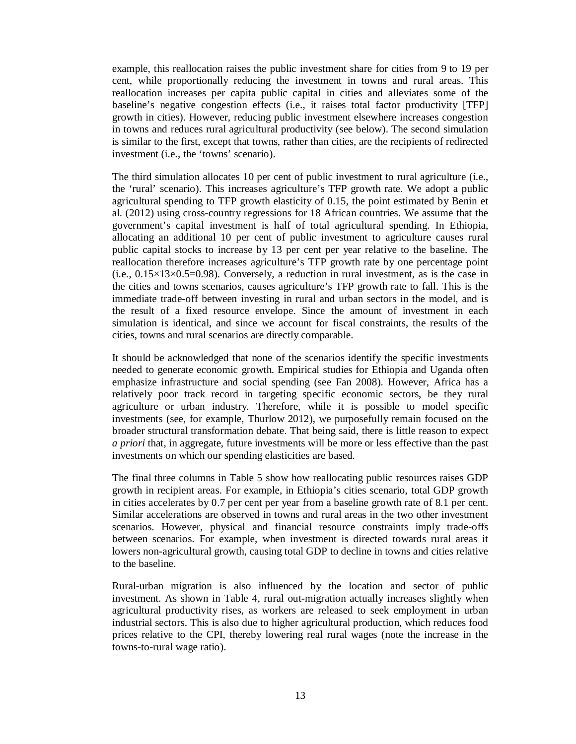example, this reallocation raises the public investment share for cities from 9 to 19 per cent, while proportionally reducing the investment in towns and rural areas. This reallocation increases per capita public capital in cities and alleviates some of the baseline's negative congestion effects (i.e., it raises total factor productivity [TFP] growth in cities). However, reducing public investment elsewhere increases congestion in towns and reduces rural agricultural productivity (see below). The second simulation is similar to the first, except that towns, rather than cities, are the recipients of redirected investment (i.e., the 'towns' scenario).

The third simulation allocates 10 per cent of public investment to rural agriculture (i.e., the 'rural' scenario). This increases agriculture's TFP growth rate. We adopt a public agricultural spending to TFP growth elasticity of 0.15, the point estimated by Benin et al. (2012) using cross-country regressions for 18 African countries. We assume that the government's capital investment is half of total agricultural spending. In Ethiopia, allocating an additional 10 per cent of public investment to agriculture causes rural public capital stocks to increase by 13 per cent per year relative to the baseline. The reallocation therefore increases agriculture's TFP growth rate by one percentage point (i.e., $0.15\times13\times0.5=0.98$). Conversely, a reduction in rural investment, as is the case in the cities and towns scenarios, causes agriculture's TFP growth rate to fall. This is the immediate trade-off between investing in rural and urban sectors in the model, and is the result of a fixed resource envelope. Since the amount of investment in each simulation is identical, and since we account for fiscal constraints, the results of the cities, towns and rural scenarios are directly comparable.

It should be acknowledged that none of the scenarios identify the specific investments needed to generate economic growth. Empirical studies for Ethiopia and Uganda often emphasize infrastructure and social spending (see Fan 2008). However, Africa has a relatively poor track record in targeting specific economic sectors, be they rural agriculture or urban industry. Therefore, while it is possible to model specific investments (see, for example, Thurlow 2012), we purposefully remain focused on the broader structural transformation debate. That being said, there is little reason to expect *a priori* that, in aggregate, future investments will be more or less effective than the past investments on which our spending elasticities are based.

The final three columns in Table 5 show how reallocating public resources raises GDP growth in recipient areas. For example, in Ethiopia's cities scenario, total GDP growth in cities accelerates by 0.7 per cent per year from a baseline growth rate of 8.1 per cent. Similar accelerations are observed in towns and rural areas in the two other investment scenarios. However, physical and financial resource constraints imply trade-offs between scenarios. For example, when investment is directed towards rural areas it lowers non-agricultural growth, causing total GDP to decline in towns and cities relative to the baseline.

Rural-urban migration is also influenced by the location and sector of public investment. As shown in Table 4, rural out-migration actually increases slightly when agricultural productivity rises, as workers are released to seek employment in urban industrial sectors. This is also due to higher agricultural production, which reduces food prices relative to the CPI, thereby lowering real rural wages (note the increase in the towns-to-rural wage ratio).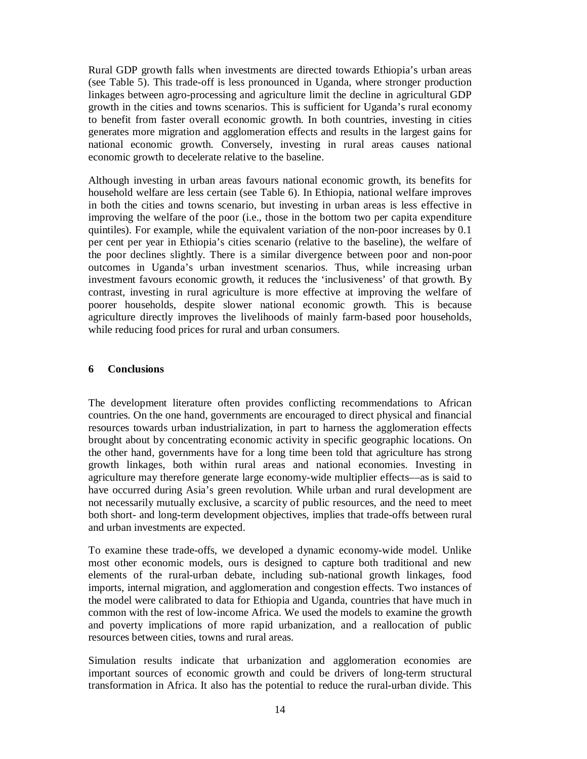Rural GDP growth falls when investments are directed towards Ethiopia's urban areas (see Table 5). This trade-off is less pronounced in Uganda, where stronger production linkages between agro-processing and agriculture limit the decline in agricultural GDP growth in the cities and towns scenarios. This is sufficient for Uganda's rural economy to benefit from faster overall economic growth. In both countries, investing in cities generates more migration and agglomeration effects and results in the largest gains for national economic growth. Conversely, investing in rural areas causes national economic growth to decelerate relative to the baseline.

Although investing in urban areas favours national economic growth, its benefits for household welfare are less certain (see Table 6). In Ethiopia, national welfare improves in both the cities and towns scenario, but investing in urban areas is less effective in improving the welfare of the poor (i.e., those in the bottom two per capita expenditure quintiles). For example, while the equivalent variation of the non-poor increases by 0.1 per cent per year in Ethiopia's cities scenario (relative to the baseline), the welfare of the poor declines slightly. There is a similar divergence between poor and non-poor outcomes in Uganda's urban investment scenarios. Thus, while increasing urban investment favours economic growth, it reduces the 'inclusiveness' of that growth. By contrast, investing in rural agriculture is more effective at improving the welfare of poorer households, despite slower national economic growth. This is because agriculture directly improves the livelihoods of mainly farm-based poor households, while reducing food prices for rural and urban consumers.

## 6 Conclusions

The development literature often provides conflicting recommendations to African countries. On the one hand, governments are encouraged to direct physical and financial resources towards urban industrialization, in part to harness the agglomeration effects brought about by concentrating economic activity in specific geographic locations. On the other hand, governments have for a long time been told that agriculture has strong growth linkages, both within rural areas and national economies. Investing in agriculture may therefore generate large economy-wide multiplier effects––as is said to have occurred during Asia's green revolution. While urban and rural development are not necessarily mutually exclusive, a scarcity of public resources, and the need to meet both short- and long-term development objectives, implies that trade-offs between rural and urban investments are expected.

To examine these trade-offs, we developed a dynamic economy-wide model. Unlike most other economic models, ours is designed to capture both traditional and new elements of the rural-urban debate, including sub-national growth linkages, food imports, internal migration, and agglomeration and congestion effects. Two instances of the model were calibrated to data for Ethiopia and Uganda, countries that have much in common with the rest of low-income Africa. We used the models to examine the growth and poverty implications of more rapid urbanization, and a reallocation of public resources between cities, towns and rural areas.

Simulation results indicate that urbanization and agglomeration economies are important sources of economic growth and could be drivers of long-term structural transformation in Africa. It also has the potential to reduce the rural-urban divide. This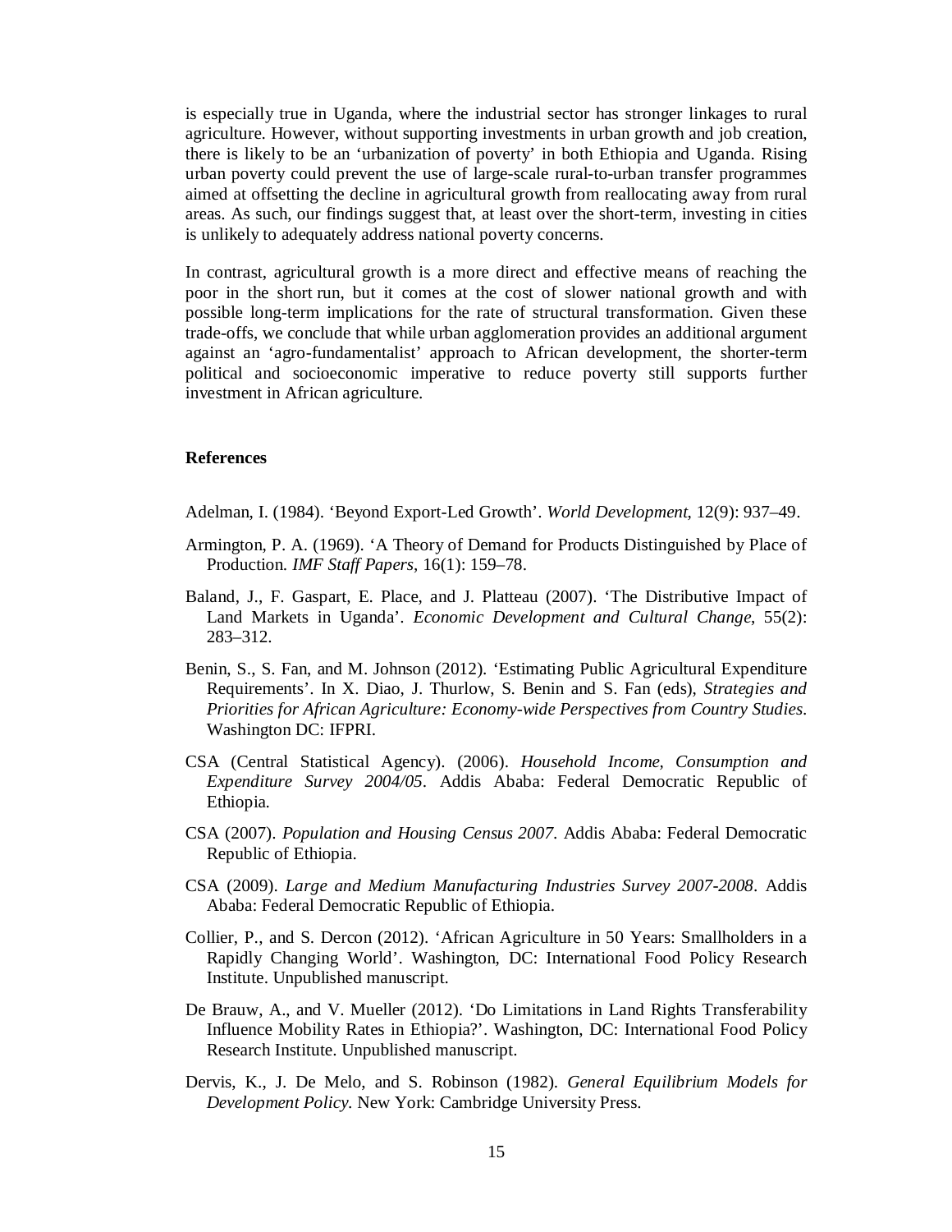is especially true in Uganda, where the industrial sector has stronger linkages to rural agriculture. However, without supporting investments in urban growth and job creation, there is likely to be an 'urbanization of poverty' in both Ethiopia and Uganda. Rising urban poverty could prevent the use of large-scale rural-to-urban transfer programmes aimed at offsetting the decline in agricultural growth from reallocating away from rural areas. As such, our findings suggest that, at least over the short-term, investing in cities is unlikely to adequately address national poverty concerns.

In contrast, agricultural growth is a more direct and effective means of reaching the poor in the short run, but it comes at the cost of slower national growth and with possible long-term implications for the rate of structural transformation. Given these trade-offs, we conclude that while urban agglomeration provides an additional argument against an 'agro-fundamentalist' approach to African development, the shorter-term political and socioeconomic imperative to reduce poverty still supports further investment in African agriculture.

## References

Adelman, I. (1984). 'Beyond Export-Led Growth'. *World Development*, 12(9): 937–49.

Armington, P. A. (1969). 'A Theory of Demand for Products Distinguished by Place of Production. *IMF Staff Papers*, 16(1): 159–78.

Baland, J., F. Gaspart, E. Place, and J. Platteau (2007). 'The Distributive Impact of Land Markets in Uganda'. *Economic Development and Cultural Change*, 55(2): 283–312.

Benin, S., S. Fan, and M. Johnson (2012). 'Estimating Public Agricultural Expenditure Requirements'. In X. Diao, J. Thurlow, S. Benin and S. Fan (eds), *Strategies and Priorities for African Agriculture: Economy-wide Perspectives from Country Studies*. Washington DC: IFPRI.

CSA (Central Statistical Agency). (2006). *Household Income, Consumption and Expenditure Survey 2004/05*. Addis Ababa: Federal Democratic Republic of Ethiopia.

CSA (2007). *Population and Housing Census 2007*. Addis Ababa: Federal Democratic Republic of Ethiopia.

CSA (2009). *Large and Medium Manufacturing Industries Survey 2007-2008*. Addis Ababa: Federal Democratic Republic of Ethiopia.

Collier, P., and S. Dercon (2012). 'African Agriculture in 50 Years: Smallholders in a Rapidly Changing World'. Washington, DC: International Food Policy Research Institute. Unpublished manuscript.

De Brauw, A., and V. Mueller (2012). 'Do Limitations in Land Rights Transferability Influence Mobility Rates in Ethiopia?'. Washington, DC: International Food Policy Research Institute. Unpublished manuscript.

Dervis, K., J. De Melo, and S. Robinson (1982). *General Equilibrium Models for Development Policy*. New York: Cambridge University Press.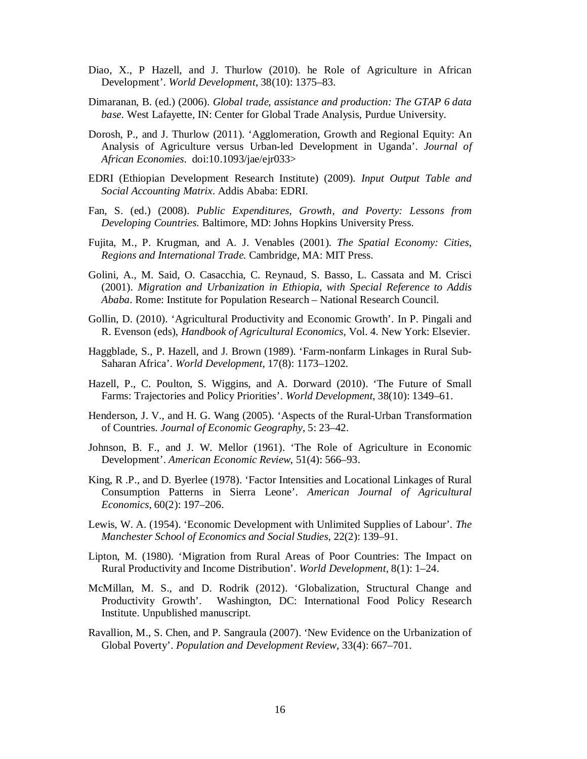Diao, X., P Hazell, and J. Thurlow (2010). he Role of Agriculture in African Development'. *World Development*, 38(10): 1375–83.

Dimaranan, B. (ed.) (2006). *Global trade, assistance and production: The GTAP 6 data base*. West Lafayette, IN: Center for Global Trade Analysis, Purdue University.

Dorosh, P., and J. Thurlow (2011). 'Agglomeration, Growth and Regional Equity: An Analysis of Agriculture versus Urban-led Development in Uganda'. *Journal of African Economies*. doi:10.1093/jae/ejr033>

EDRI (Ethiopian Development Research Institute) (2009). *Input Output Table and Social Accounting Matrix*. Addis Ababa: EDRI.

Fan, S. (ed.) (2008). *Public Expenditures, Growth, and Poverty: Lessons from Developing Countries*. Baltimore, MD: Johns Hopkins University Press.

Fujita, M., P. Krugman, and A. J. Venables (2001). *The Spatial Economy: Cities, Regions and International Trade*. Cambridge, MA: MIT Press.

Golini, A., M. Said, O. Casacchia, C. Reynaud, S. Basso, L. Cassata and M. Crisci (2001). *Migration and Urbanization in Ethiopia, with Special Reference to Addis Ababa*. Rome: Institute for Population Research – National Research Council.

Gollin, D. (2010). 'Agricultural Productivity and Economic Growth'. In P. Pingali and R. Evenson (eds), *Handbook of Agricultural Economics*, Vol. 4. New York: Elsevier.

Haggblade, S., P. Hazell, and J. Brown (1989). 'Farm-nonfarm Linkages in Rural Sub-Saharan Africa'. *World Development*, 17(8): 1173–1202.

Hazell, P., C. Poulton, S. Wiggins, and A. Dorward (2010). 'The Future of Small Farms: Trajectories and Policy Priorities'. *World Development*, 38(10): 1349–61.

Henderson, J. V., and H. G. Wang (2005). 'Aspects of the Rural-Urban Transformation of Countries. *Journal of Economic Geography*, 5: 23–42.

Johnson, B. F., and J. W. Mellor (1961). 'The Role of Agriculture in Economic Development'. *American Economic Review*, 51(4): 566–93.

King, R .P., and D. Byerlee (1978). 'Factor Intensities and Locational Linkages of Rural Consumption Patterns in Sierra Leone'. *American Journal of Agricultural Economics*, 60(2): 197–206.

Lewis, W. A. (1954). 'Economic Development with Unlimited Supplies of Labour'. *The Manchester School of Economics and Social Studies*, 22(2): 139–91.

Lipton, M. (1980). 'Migration from Rural Areas of Poor Countries: The Impact on Rural Productivity and Income Distribution'. *World Development*, 8(1): 1–24.

McMillan, M. S., and D. Rodrik (2012). 'Globalization, Structural Change and Productivity Growth'. Washington, DC: International Food Policy Research Institute. Unpublished manuscript.

Ravallion, M., S. Chen, and P. Sangraula (2007). 'New Evidence on the Urbanization of Global Poverty'. *Population and Development Review*, 33(4): 667–701.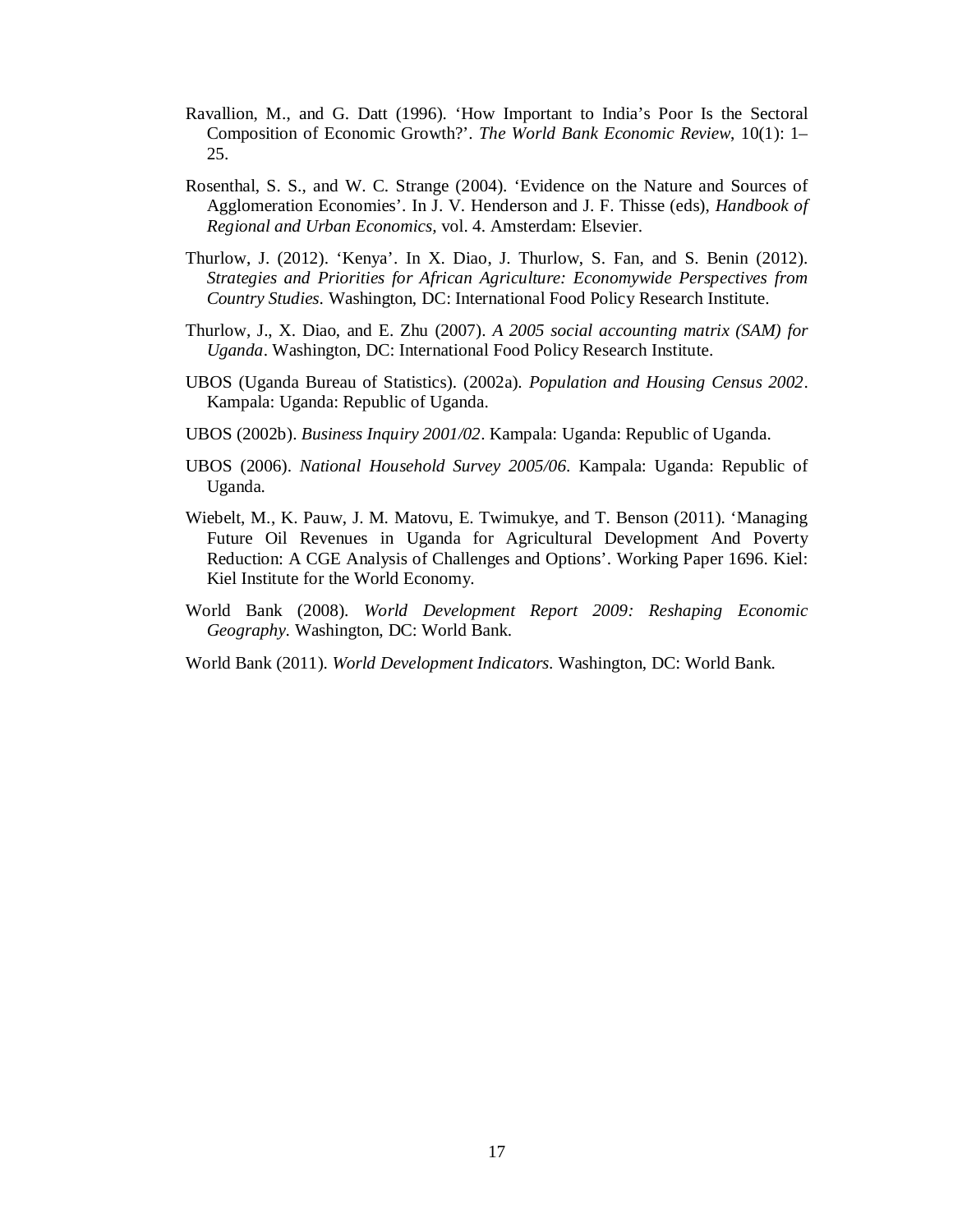Ravallion, M., and G. Datt (1996). 'How Important to India's Poor Is the Sectoral Composition of Economic Growth?'. *The World Bank Economic Review*, 10(1): 1–25.

Rosenthal, S. S., and W. C. Strange (2004). 'Evidence on the Nature and Sources of Agglomeration Economies'. In J. V. Henderson and J. F. Thisse (eds), *Handbook of Regional and Urban Economics*, vol. 4. Amsterdam: Elsevier.

Thurlow, J. (2012). 'Kenya'. In X. Diao, J. Thurlow, S. Fan, and S. Benin (2012). *Strategies and Priorities for African Agriculture: Economywide Perspectives from Country Studies*. Washington, DC: International Food Policy Research Institute.

Thurlow, J., X. Diao, and E. Zhu (2007). *A 2005 social accounting matrix (SAM) for Uganda*. Washington, DC: International Food Policy Research Institute.

UBOS (Uganda Bureau of Statistics). (2002a). *Population and Housing Census 2002*. Kampala: Uganda: Republic of Uganda.

UBOS (2002b). *Business Inquiry 2001/02*. Kampala: Uganda: Republic of Uganda.

UBOS (2006). *National Household Survey 2005/06*. Kampala: Uganda: Republic of Uganda.

Wiebelt, M., K. Pauw, J. M. Matovu, E. Twimukye, and T. Benson (2011). 'Managing Future Oil Revenues in Uganda for Agricultural Development And Poverty Reduction: A CGE Analysis of Challenges and Options'. Working Paper 1696. Kiel: Kiel Institute for the World Economy.

World Bank (2008). *World Development Report 2009: Reshaping Economic Geography*. Washington, DC: World Bank.

World Bank (2011). *World Development Indicators*. Washington, DC: World Bank.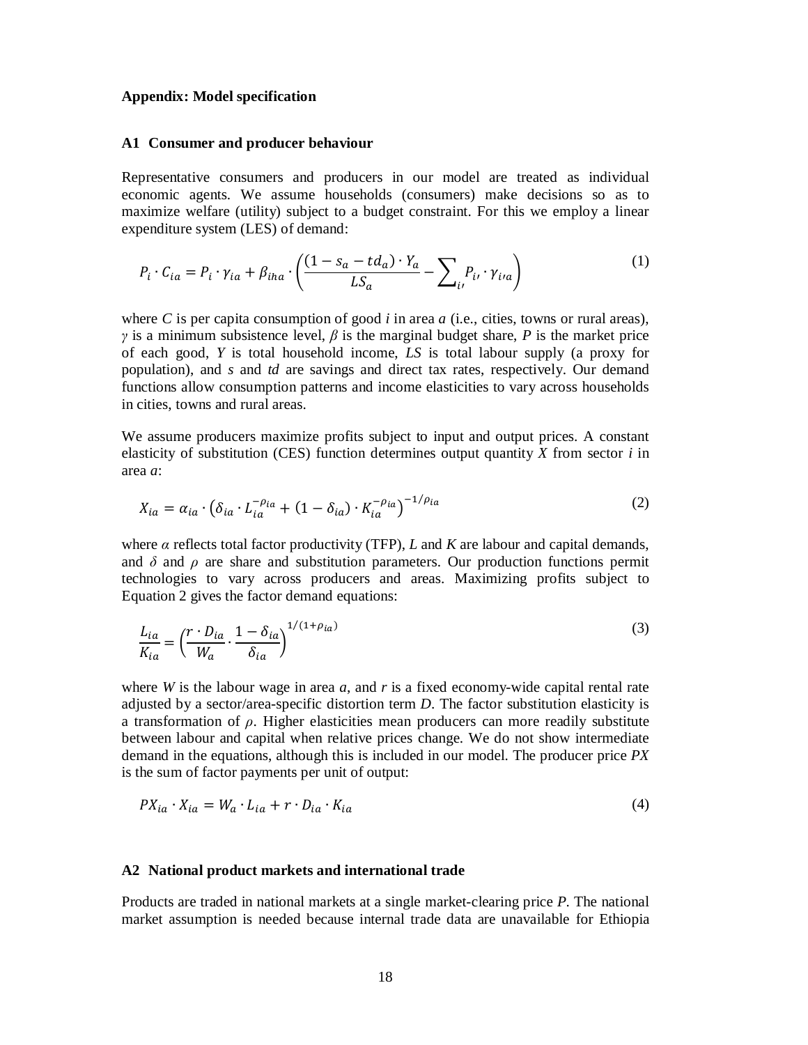**Appendix: Model specification**

**A1 Consumer and producer behaviour**

Representative consumers and producers in our model are treated as individual economic agents. We assume households (consumers) make decisions so as to maximize welfare (utility) subject to a budget constraint. For this we employ a linear expenditure system (LES) of demand:

$$P_i \cdot C_{ia} = P_i \cdot \gamma_{ia} + \beta_{iha} \cdot \left( \frac{(1 - s_a - td_a) \cdot Y_a}{LS_a} - \sum_{i'} P_{i'} \cdot \gamma_{i'a} \right) \tag{1}$$

where $C$ is per capita consumption of good $i$ in area $a$ (i.e., cities, towns or rural areas), $\gamma$ is a minimum subsistence level, $\beta$ is the marginal budget share, $P$ is the market price of each good, $Y$ is total household income, $LS$ is total labour supply (a proxy for population), and $s$ and $td$ are savings and direct tax rates, respectively. Our demand functions allow consumption patterns and income elasticities to vary across households in cities, towns and rural areas.

We assume producers maximize profits subject to input and output prices. A constant elasticity of substitution (CES) function determines output quantity $X$ from sector $i$ in area $a$:

$$X_{ia} = \alpha_{ia} \cdot \left( \delta_{ia} \cdot L_{ia}^{-\rho_{ia}} + (1 - \delta_{ia}) \cdot K_{ia}^{-\rho_{ia}} \right)^{-1/\rho_{ia}} \tag{2}$$

where $\alpha$ reflects total factor productivity (TFP), $L$ and $K$ are labour and capital demands, and $\delta$ and $\rho$ are share and substitution parameters. Our production functions permit technologies to vary across producers and areas. Maximizing profits subject to Equation 2 gives the factor demand equations:

$$\frac{L_{ia}}{K_{ia}} = \left( \frac{r \cdot D_{ia}}{W_a} \cdot \frac{1 - \delta_{ia}}{\delta_{ia}} \right)^{1/(1+\rho_{ia})} \tag{3}$$

where $W$ is the labour wage in area $a$, and $r$ is a fixed economy-wide capital rental rate adjusted by a sector/area-specific distortion term $D$. The factor substitution elasticity is a transformation of $\rho$. Higher elasticities mean producers can more readily substitute between labour and capital when relative prices change. We do not show intermediate demand in the equations, although this is included in our model. The producer price $PX$ is the sum of factor payments per unit of output:

$$PX_{ia} \cdot X_{ia} = W_a \cdot L_{ia} + r \cdot D_{ia} \cdot K_{ia} \tag{4}$$

**A2 National product markets and international trade**

Products are traded in national markets at a single market-clearing price $P$. The national market assumption is needed because internal trade data are unavailable for Ethiopia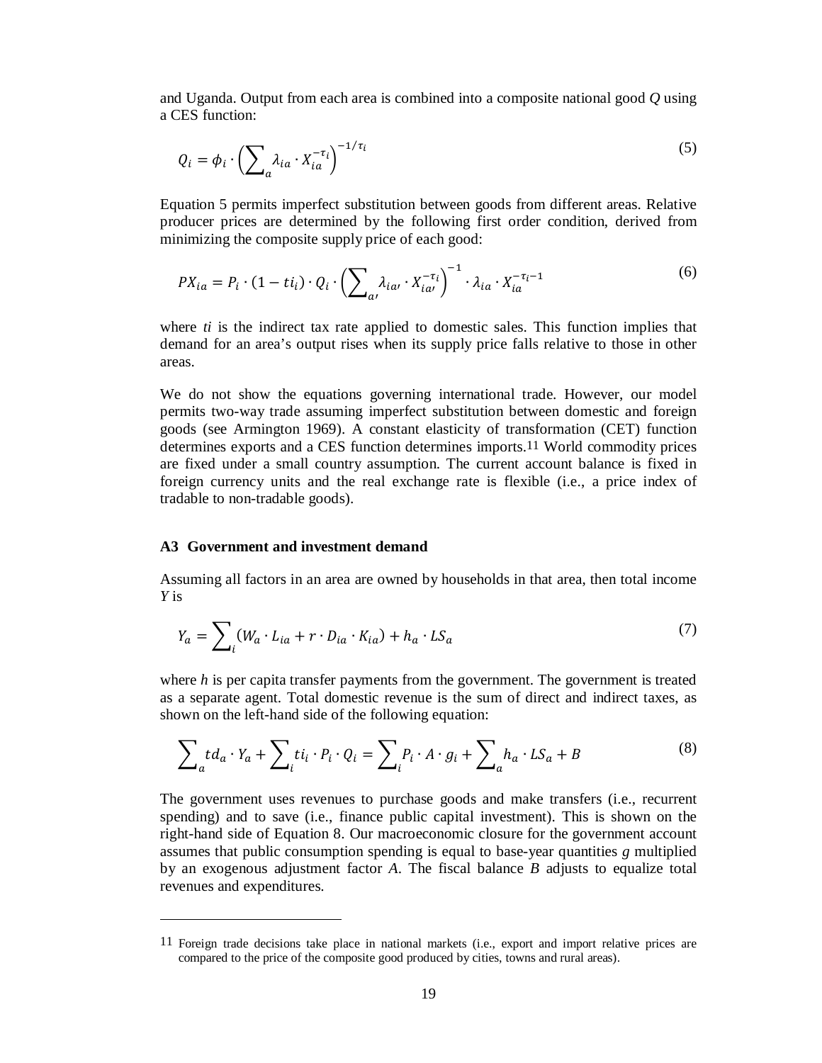and Uganda. Output from each area is combined into a composite national good $Q$ using a CES function:

$$Q_i = \phi_i \cdot \left(\sum_a \lambda_{ia} \cdot X_{ia}^{-\tau_i}\right)^{-1/\tau_i} \tag{5}$$

Equation 5 permits imperfect substitution between goods from different areas. Relative producer prices are determined by the following first order condition, derived from minimizing the composite supply price of each good:

$$PX_{ia} = P_i \cdot (1 - ti_i) \cdot Q_i \cdot \left(\sum_{a'} \lambda_{ia'} \cdot X_{ia'}^{-\tau_i}\right)^{-1} \cdot \lambda_{ia} \cdot X_{ia}^{-\tau_i - 1} \tag{6}$$

where $ti$ is the indirect tax rate applied to domestic sales. This function implies that demand for an area's output rises when its supply price falls relative to those in other areas.

We do not show the equations governing international trade. However, our model permits two-way trade assuming imperfect substitution between domestic and foreign goods (see Armington 1969). A constant elasticity of transformation (CET) function determines exports and a CES function determines imports.[11] World commodity prices are fixed under a small country assumption. The current account balance is fixed in foreign currency units and the real exchange rate is flexible (i.e., a price index of tradable to non-tradable goods).

### A3 Government and investment demand

Assuming all factors in an area are owned by households in that area, then total income $Y$ is

$$Y_a = \sum_i (W_a \cdot L_{ia} + r \cdot D_{ia} \cdot K_{ia}) + h_a \cdot LS_a \tag{7}$$

where $h$ is per capita transfer payments from the government. The government is treated as a separate agent. Total domestic revenue is the sum of direct and indirect taxes, as shown on the left-hand side of the following equation:

$$\sum_a td_a \cdot Y_a + \sum_i ti_i \cdot P_i \cdot Q_i = \sum_i P_i \cdot A \cdot g_i + \sum_a h_a \cdot LS_a + B \tag{8}$$

The government uses revenues to purchase goods and make transfers (i.e., recurrent spending) and to save (i.e., finance public capital investment). This is shown on the right-hand side of Equation 8. Our macroeconomic closure for the government account assumes that public consumption spending is equal to base-year quantities $g$ multiplied by an exogenous adjustment factor $A$. The fiscal balance $B$ adjusts to equalize total revenues and expenditures.

---

[11] Foreign trade decisions take place in national markets (i.e., export and import relative prices are compared to the price of the composite good produced by cities, towns and rural areas).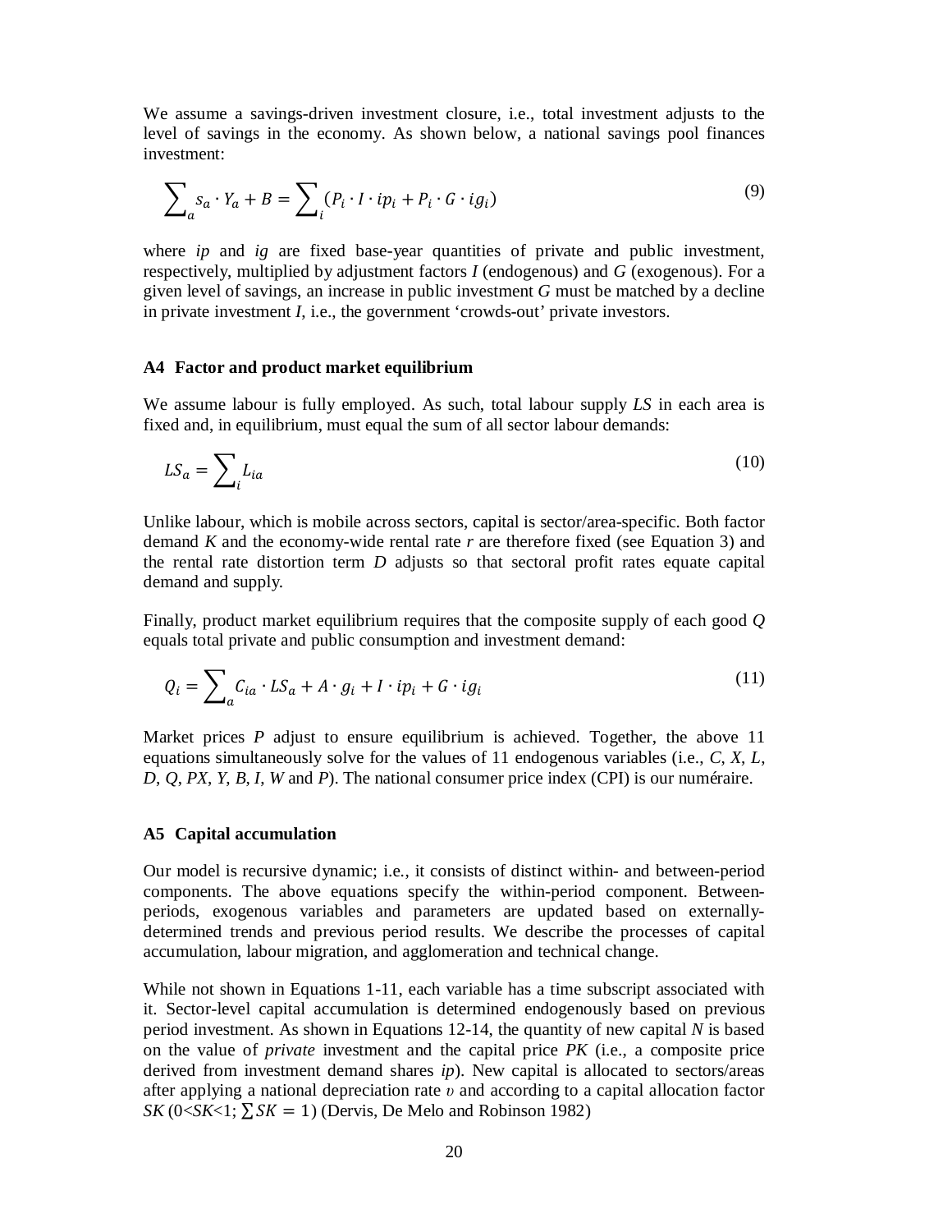We assume a savings-driven investment closure, i.e., total investment adjusts to the level of savings in the economy. As shown below, a national savings pool finances investment:

$$\sum_{a} s_a \cdot Y_a + B = \sum_{i} (P_i \cdot I \cdot ip_i + P_i \cdot G \cdot ig_i) \tag{9}$$

where *ip* and *ig* are fixed base-year quantities of private and public investment, respectively, multiplied by adjustment factors *I* (endogenous) and *G* (exogenous). For a given level of savings, an increase in public investment *G* must be matched by a decline in private investment *I*, i.e., the government 'crowds-out' private investors.

### A4 Factor and product market equilibrium

We assume labour is fully employed. As such, total labour supply *LS* in each area is fixed and, in equilibrium, must equal the sum of all sector labour demands:

$$LS_a = \sum_{i} L_{ia} \tag{10}$$

Unlike labour, which is mobile across sectors, capital is sector/area-specific. Both factor demand *K* and the economy-wide rental rate *r* are therefore fixed (see Equation 3) and the rental rate distortion term *D* adjusts so that sectoral profit rates equate capital demand and supply.

Finally, product market equilibrium requires that the composite supply of each good *Q* equals total private and public consumption and investment demand:

$$Q_i = \sum_{a} C_{ia} \cdot LS_a + A \cdot g_i + I \cdot ip_i + G \cdot ig_i \tag{11}$$

Market prices *P* adjust to ensure equilibrium is achieved. Together, the above 11 equations simultaneously solve for the values of 11 endogenous variables (i.e., *C*, *X*, *L*, *D*, *Q*, *PX*, *Y*, *B*, *I*, *W* and *P*). The national consumer price index (CPI) is our numéraire.

### A5 Capital accumulation

Our model is recursive dynamic; i.e., it consists of distinct within- and between-period components. The above equations specify the within-period component. Between-periods, exogenous variables and parameters are updated based on externally-determined trends and previous period results. We describe the processes of capital accumulation, labour migration, and agglomeration and technical change.

While not shown in Equations 1-11, each variable has a time subscript associated with it. Sector-level capital accumulation is determined endogenously based on previous period investment. As shown in Equations 12-14, the quantity of new capital *N* is based on the value of *private* investment and the capital price *PK* (i.e., a composite price derived from investment demand shares *ip*). New capital is allocated to sectors/areas after applying a national depreciation rate $\upsilon$ and according to a capital allocation factor *SK* ($0<SK<1$; $\sum SK = 1$) (Dervis, De Melo and Robinson 1982)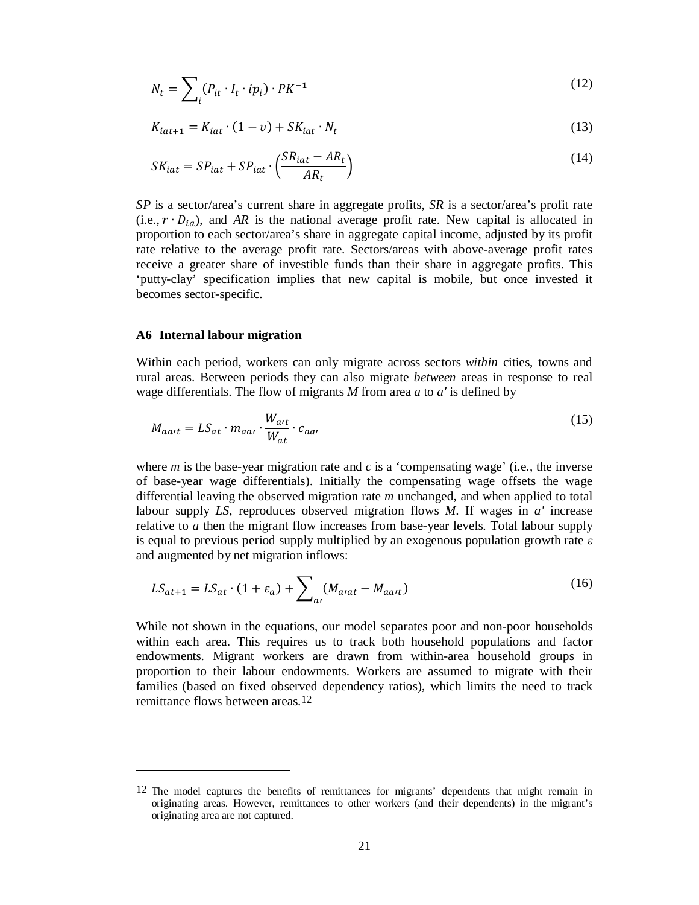$$N_t = \sum_i (P_{it} \cdot I_t \cdot ip_i) \cdot PK^{-1} \tag{12}$$

$$K_{iat+1} = K_{iat} \cdot (1 - \upsilon) + SK_{iat} \cdot N_t \tag{13}$$

$$SK_{iat} = SP_{iat} + SP_{iat} \cdot \left(\frac{SR_{iat} - AR_t}{AR_t}\right) \tag{14}$$

*SP* is a sector/area's current share in aggregate profits, *SR* is a sector/area's profit rate (i.e., $r \cdot D_{ia}$), and *AR* is the national average profit rate. New capital is allocated in proportion to each sector/area's share in aggregate capital income, adjusted by its profit rate relative to the average profit rate. Sectors/areas with above-average profit rates receive a greater share of investible funds than their share in aggregate profits. This 'putty-clay' specification implies that new capital is mobile, but once invested it becomes sector-specific.

### A6 Internal labour migration

Within each period, workers can only migrate across sectors *within* cities, towns and rural areas. Between periods they can also migrate *between* areas in response to real wage differentials. The flow of migrants *M* from area *a* to *a'* is defined by

$$M_{aa't} = LS_{at} \cdot m_{aa'} \cdot \frac{W_{a't}}{W_{at}} \cdot c_{aa'} \tag{15}$$

where *m* is the base-year migration rate and *c* is a 'compensating wage' (i.e., the inverse of base-year wage differentials). Initially the compensating wage offsets the wage differential leaving the observed migration rate *m* unchanged, and when applied to total labour supply *LS*, reproduces observed migration flows *M*. If wages in *a'* increase relative to *a* then the migrant flow increases from base-year levels. Total labour supply is equal to previous period supply multiplied by an exogenous population growth rate $\varepsilon$ and augmented by net migration inflows:

$$LS_{at+1} = LS_{at} \cdot (1 + \varepsilon_a) + \sum_{a'} (M_{a'at} - M_{aa't}) \tag{16}$$

While not shown in the equations, our model separates poor and non-poor households within each area. This requires us to track both household populations and factor endowments. Migrant workers are drawn from within-area household groups in proportion to their labour endowments. Workers are assumed to migrate with their families (based on fixed observed dependency ratios), which limits the need to track remittance flows between areas.[12]

[12] The model captures the benefits of remittances for migrants' dependents that might remain in originating areas. However, remittances to other workers (and their dependents) in the migrant's originating area are not captured.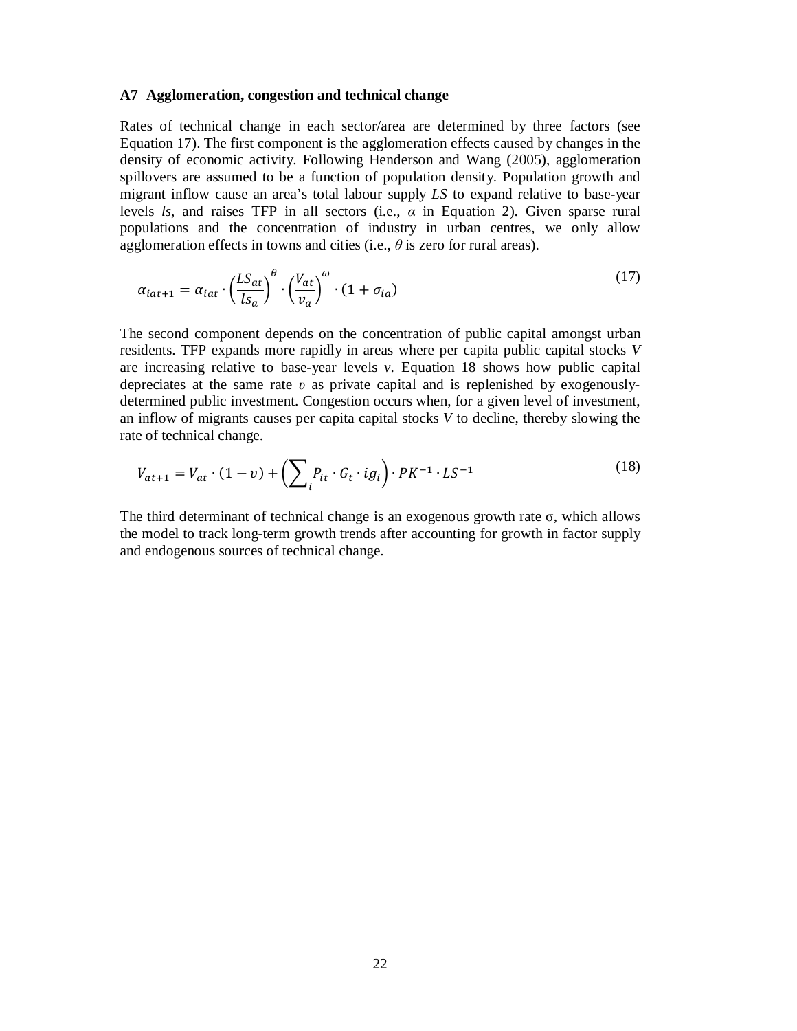### A7 Agglomeration, congestion and technical change

Rates of technical change in each sector/area are determined by three factors (see Equation 17). The first component is the agglomeration effects caused by changes in the density of economic activity. Following Henderson and Wang (2005), agglomeration spillovers are assumed to be a function of population density. Population growth and migrant inflow cause an area's total labour supply $LS$ to expand relative to base-year levels $ls$, and raises TFP in all sectors (i.e., $\alpha$ in Equation 2). Given sparse rural populations and the concentration of industry in urban centres, we only allow agglomeration effects in towns and cities (i.e., $\theta$ is zero for rural areas).

$$\alpha_{iat+1} = \alpha_{iat} \cdot \left(\frac{LS_{at}}{ls_a}\right)^{\theta} \cdot \left(\frac{V_{at}}{v_a}\right)^{\omega} \cdot (1 + \sigma_{ia}) \tag{17}$$

The second component depends on the concentration of public capital amongst urban residents. TFP expands more rapidly in areas where per capita public capital stocks $V$ are increasing relative to base-year levels $v$. Equation 18 shows how public capital depreciates at the same rate $\upsilon$ as private capital and is replenished by exogenously-determined public investment. Congestion occurs when, for a given level of investment, an inflow of migrants causes per capita capital stocks $V$ to decline, thereby slowing the rate of technical change.

$$V_{at+1} = V_{at} \cdot (1 - \upsilon) + \left(\sum_i P_{it} \cdot G_t \cdot ig_i\right) \cdot PK^{-1} \cdot LS^{-1} \tag{18}$$

The third determinant of technical change is an exogenous growth rate $\sigma$, which allows the model to track long-term growth trends after accounting for growth in factor supply and endogenous sources of technical change.